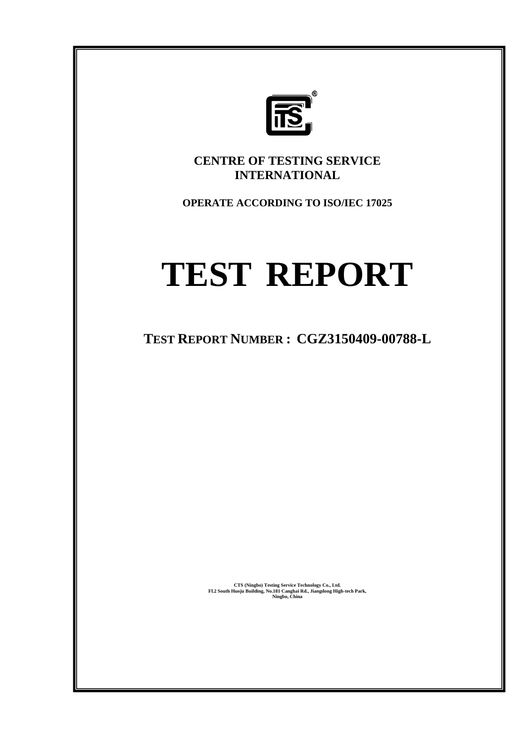**CENTRE OF TESTING SERVICE INTERNATIONAL**

**OPERATE ACCORDING TO ISO/IEC 17025**

# TEST REPORT

## TEST REPORT NUMBER : CGZ3150409-00788-L

**CTS (Ningbo) Testing Service Technology Co., Ltd.**
**Fl.2 South Huoju Building, No.181 Canghai Rd., Jiangdong High-tech Park, Ningbo, China**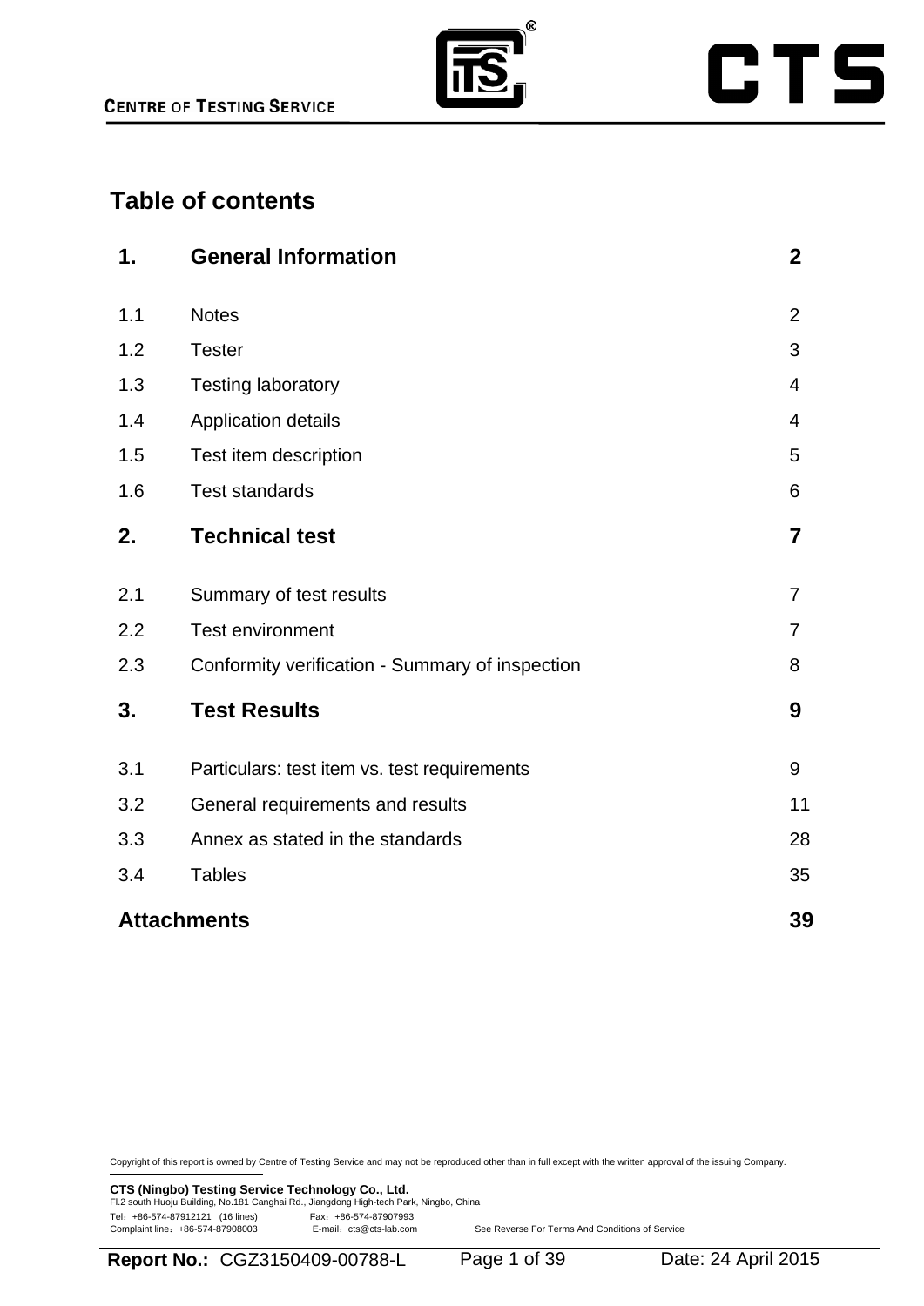# Table of contents

| | | |
|---|---|---|
| **1.** | **General Information** | **2** |
| 1.1 | Notes | 2 |
| 1.2 | Tester | 3 |
| 1.3 | Testing laboratory | 4 |
| 1.4 | Application details | 4 |
| 1.5 | Test item description | 5 |
| 1.6 | Test standards | 6 |
| **2.** | **Technical test** | **7** |
| 2.1 | Summary of test results | 7 |
| 2.2 | Test environment | 7 |
| 2.3 | Conformity verification - Summary of inspection | 8 |
| **3.** | **Test Results** | **9** |
| 3.1 | Particulars: test item vs. test requirements | 9 |
| 3.2 | General requirements and results | 11 |
| 3.3 | Annex as stated in the standards | 28 |
| 3.4 | Tables | 35 |
| **Attachments** | | **39** |

Copyright of this report is owned by Centre of Testing Service and may not be reproduced other than in full except with the written approval of the issuing Company.

**CTS (Ningbo) Testing Service Technology Co., Ltd.**
Fl.2 south Huoju Building, No.181 Canghai Rd., Jiangdong High-tech Park, Ningbo, China
Tel：+86-574-87912121 (16 lines) Fax：+86-574-87907993
Complaint line：+86-574-87908003 E-mail：cts@cts-lab.com See Reverse For Terms And Conditions of Service

**Report No.:** CGZ3150409-00788-L Date: 24 April 2015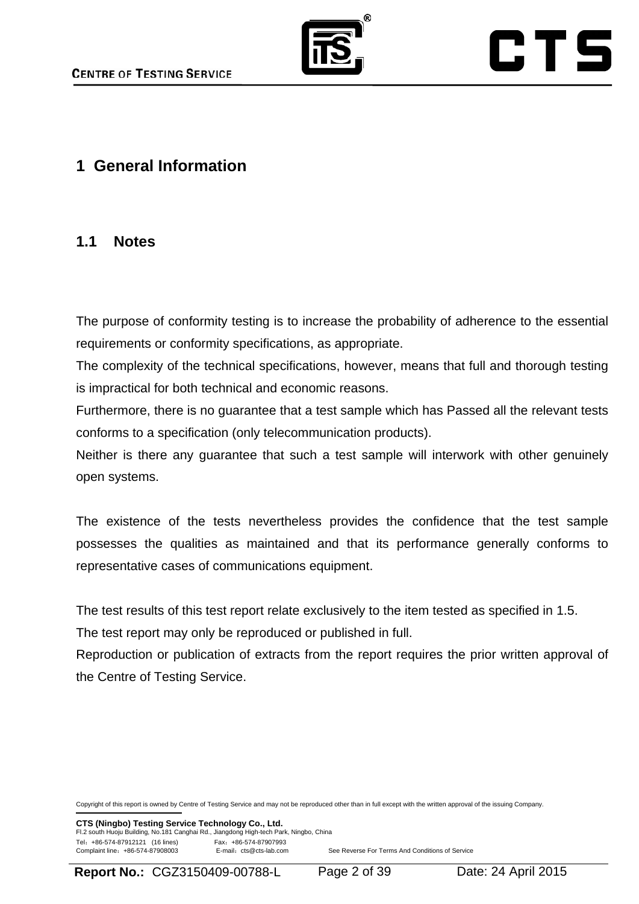# 1 General Information

## 1.1 Notes

The purpose of conformity testing is to increase the probability of adherence to the essential requirements or conformity specifications, as appropriate.
The complexity of the technical specifications, however, means that full and thorough testing is impractical for both technical and economic reasons.
Furthermore, there is no guarantee that a test sample which has Passed all the relevant tests conforms to a specification (only telecommunication products).
Neither is there any guarantee that such a test sample will interwork with other genuinely open systems.

The existence of the tests nevertheless provides the confidence that the test sample possesses the qualities as maintained and that its performance generally conforms to representative cases of communications equipment.

The test results of this test report relate exclusively to the item tested as specified in 1.5.
The test report may only be reproduced or published in full.
Reproduction or publication of extracts from the report requires the prior written approval of the Centre of Testing Service.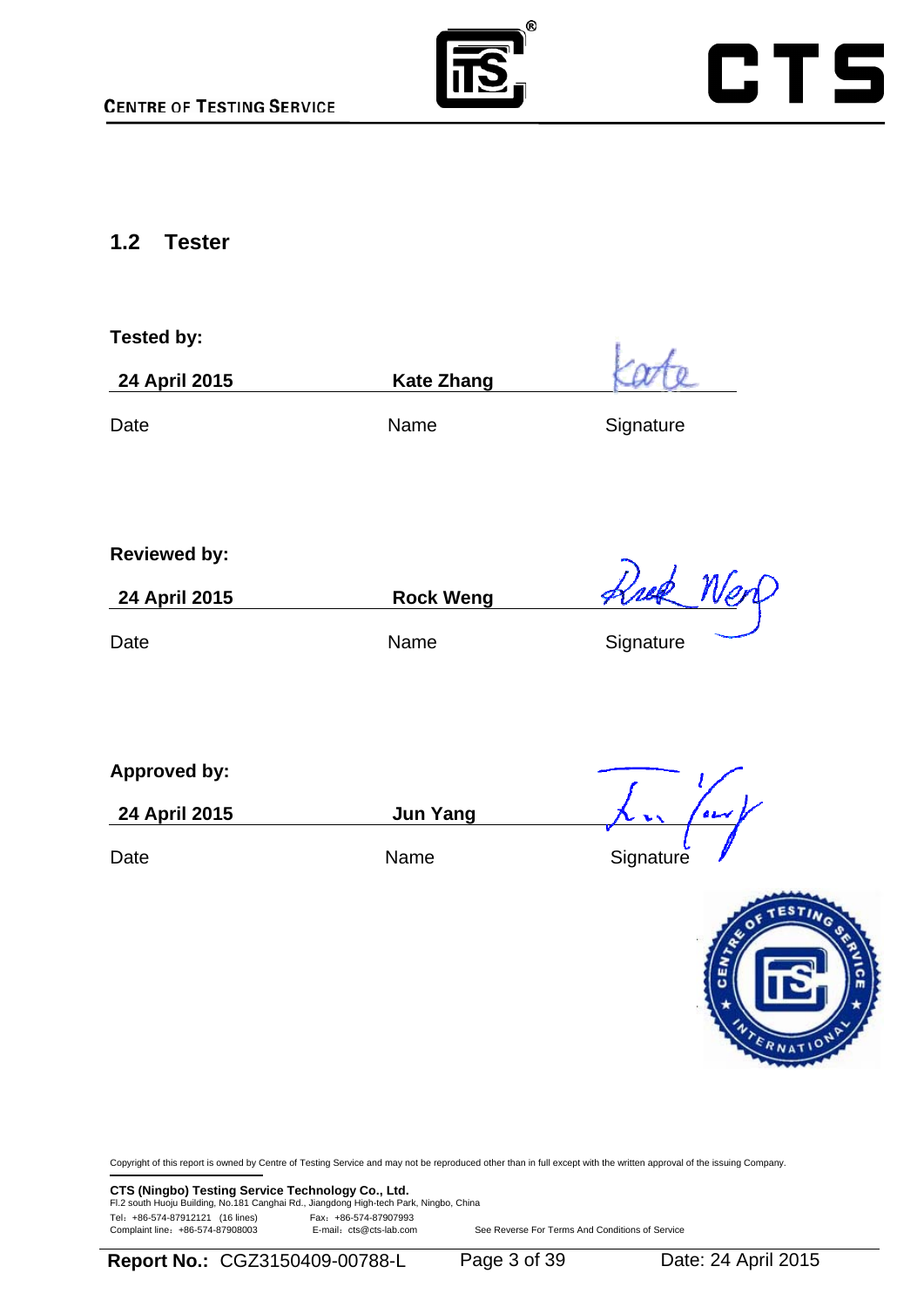## 1.2 Tester

**Tested by:**

| **24 April 2015** | **Kate Zhang** | |
|---|---|---|
| Date | Name | Signature |

**Reviewed by:**

| **24 April 2015** | **Rock Weng** | |
|---|---|---|
| Date | Name | Signature |

**Approved by:**

| **24 April 2015** | **Jun Yang** | |
|---|---|---|
| Date | Name | Signature |

Copyright of this report is owned by Centre of Testing Service and may not be reproduced other than in full except with the written approval of the issuing Company.

**CTS (Ningbo) Testing Service Technology Co., Ltd.**
Fl.2 south Huoju Building, No.181 Canghai Rd., Jiangdong High-tech Park, Ningbo, China
Tel：+86-574-87912121 (16 lines) Fax：+86-574-87907993
Complaint line：+86-574-87908003 E-mail：cts@cts-lab.com See Reverse For Terms And Conditions of Service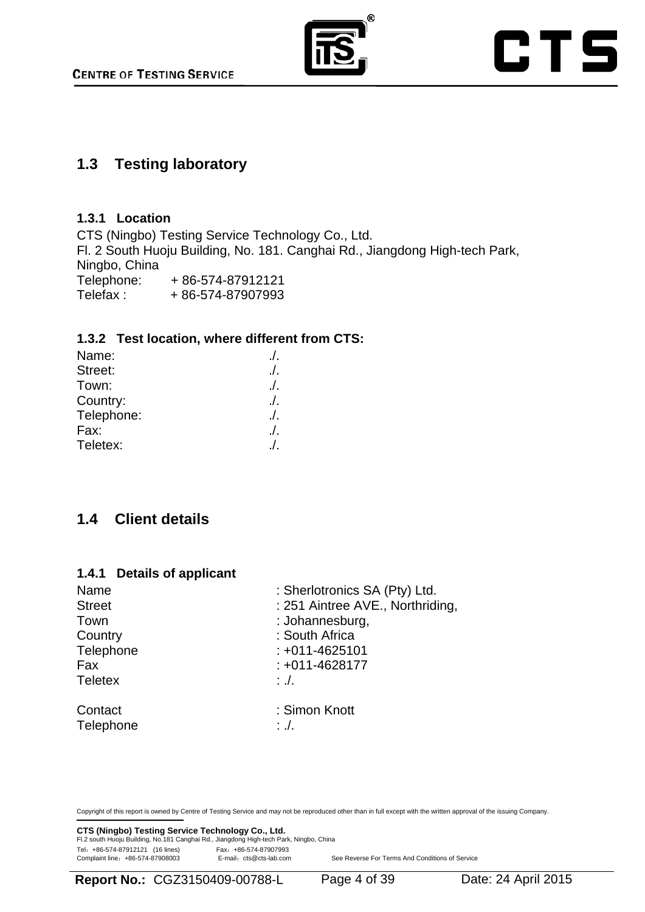## 1.3 Testing laboratory

### 1.3.1 Location

CTS (Ningbo) Testing Service Technology Co., Ltd.
Fl. 2 South Huoju Building, No. 181. Canghai Rd., Jiangdong High-tech Park, Ningbo, China
Telephone: + 86-574-87912121
Telefax : + 86-574-87907993

### 1.3.2 Test location, where different from CTS:

| | |
|---|---|
| Name: | ./. |
| Street: | ./. |
| Town: | ./. |
| Country: | ./. |
| Telephone: | ./. |
| Fax: | ./. |
| Teletex: | ./. |

## 1.4 Client details

### 1.4.1 Details of applicant

| | |
|---|---|
| Name | : Sherlotronics SA (Pty) Ltd. |
| Street | : 251 Aintree AVE., Northriding, |
| Town | : Johannesburg, |
| Country | : South Africa |
| Telephone | : +011-4625101 |
| Fax | : +011-4628177 |
| Teletex | : ./. |
| Contact | : Simon Knott |
| Telephone | : ./. |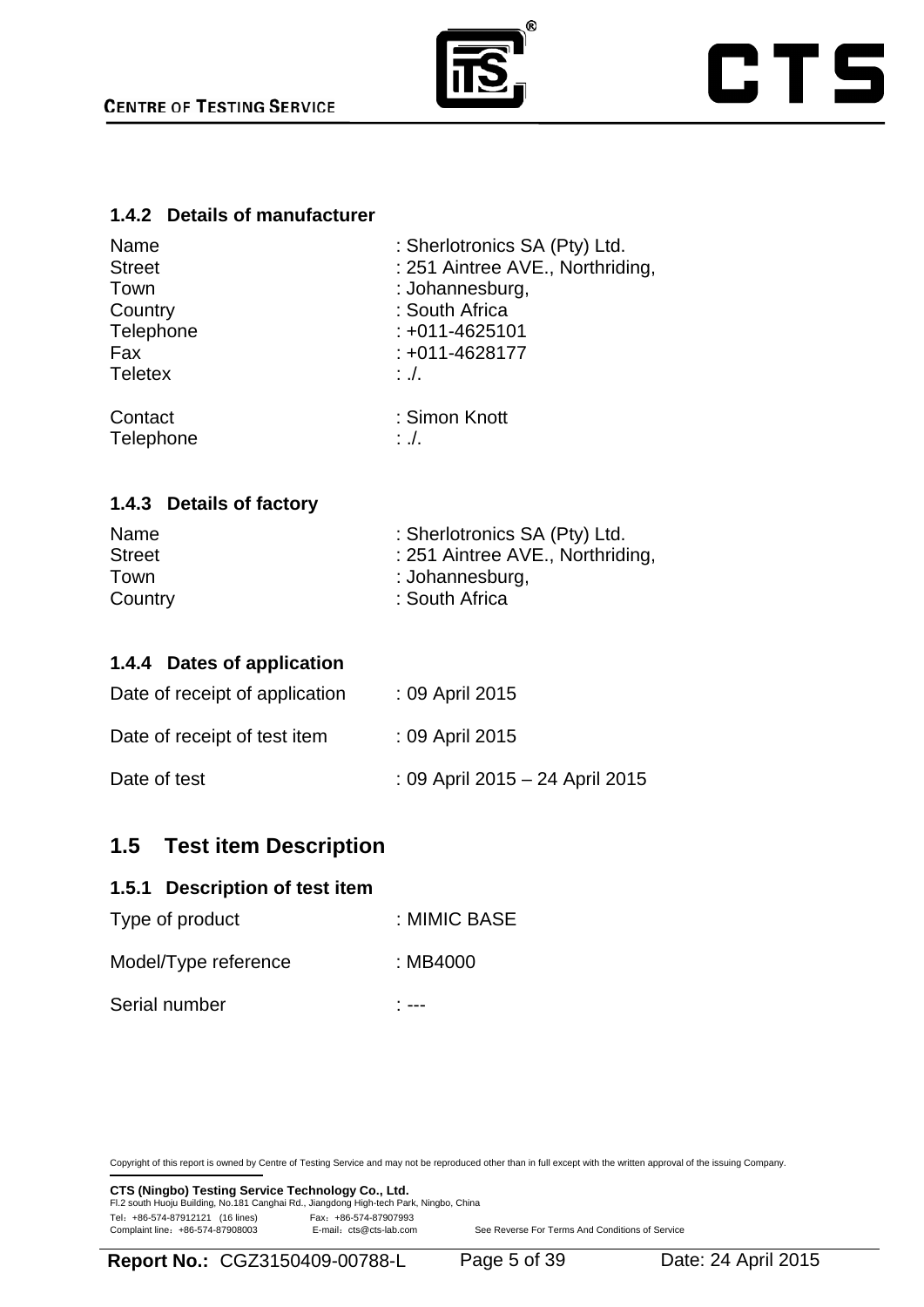### 1.4.2 Details of manufacturer

| | |
|---|---|
| Name | : Sherlotronics SA (Pty) Ltd. |
| Street | : 251 Aintree AVE., Northriding, |
| Town | : Johannesburg, |
| Country | : South Africa |
| Telephone | : +011-4625101 |
| Fax | : +011-4628177 |
| Teletex | : ./. |
| Contact | : Simon Knott |
| Telephone | : ./. |

### 1.4.3 Details of factory

| | |
|---|---|
| Name | : Sherlotronics SA (Pty) Ltd. |
| Street | : 251 Aintree AVE., Northriding, |
| Town | : Johannesburg, |
| Country | : South Africa |

### 1.4.4 Dates of application

| | |
|---|---|
| Date of receipt of application | : 09 April 2015 |
| Date of receipt of test item | : 09 April 2015 |
| Date of test | : 09 April 2015 – 24 April 2015 |

## 1.5 Test item Description

### 1.5.1 Description of test item

| | |
|---|---|
| Type of product | : MIMIC BASE |
| Model/Type reference | : MB4000 |
| Serial number | : --- |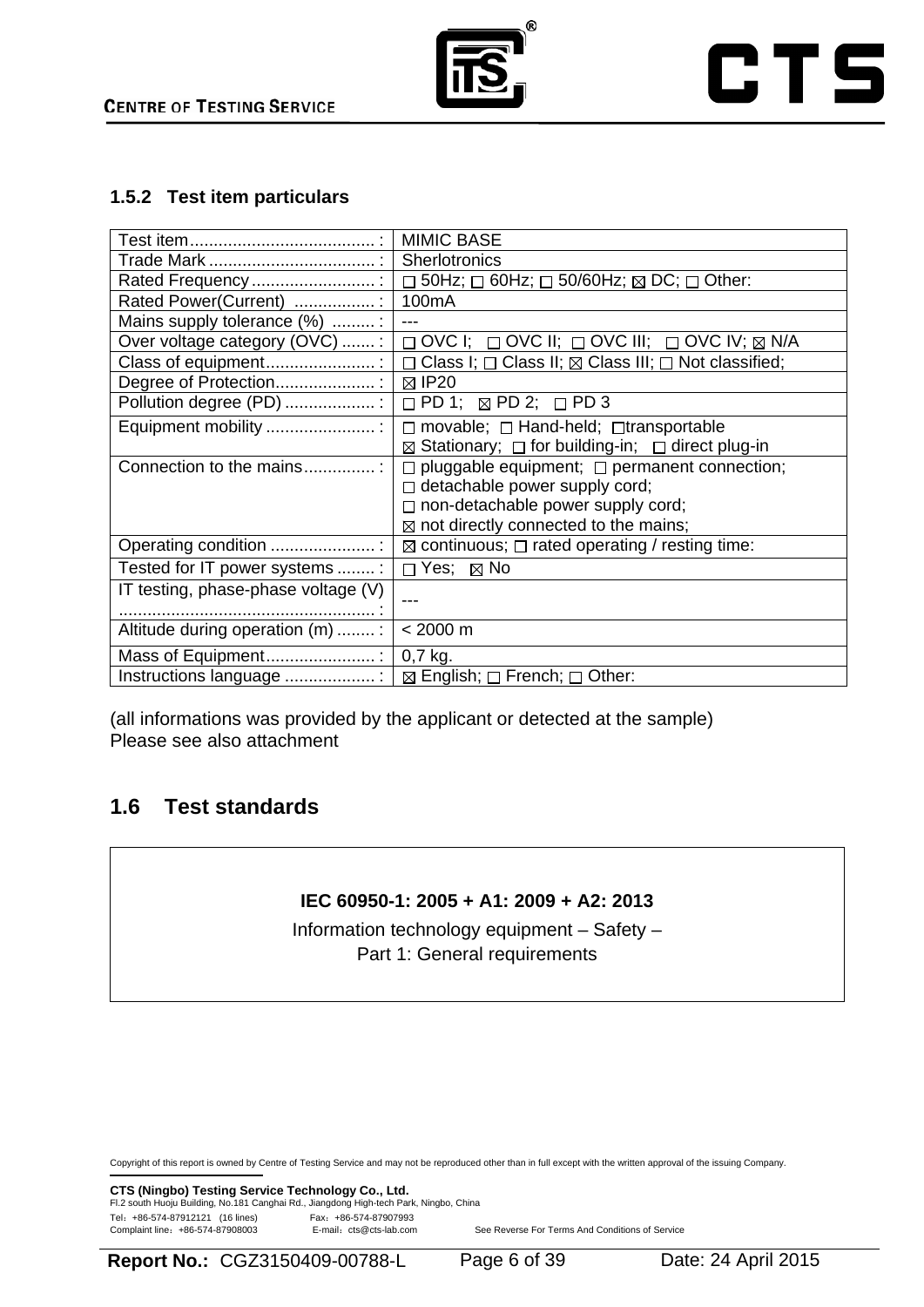### 1.5.2 Test item particulars

| | |
|---|---|
| Test item....................................... : | MIMIC BASE |
| Trade Mark ................................... : | Sherlotronics |
| Rated Frequency .......................... : | ☐ 50Hz; ☐ 60Hz; ☐ 50/60Hz; ☒ DC; ☐ Other: |
| Rated Power(Current) ................. : | 100mA |
| Mains supply tolerance (%) ......... : | --- |
| Over voltage category (OVC) ....... : | ☐ OVC I; ☐ OVC II; ☐ OVC III; ☐ OVC IV; ☒ N/A |
| Class of equipment....................... : | ☐ Class I; ☐ Class II; ☒ Class III; ☐ Not classified; |
| Degree of Protection..................... : | ☒ IP20 |
| Pollution degree (PD) ................... : | ☐ PD 1; ☒ PD 2; ☐ PD 3 |
| Equipment mobility ....................... : | ☐ movable; ☐ Hand-held; ☐transportable<br>☒ Stationary; ☐ for building-in; ☐ direct plug-in |
| Connection to the mains............... : | ☐ pluggable equipment; ☐ permanent connection;<br>☐ detachable power supply cord;<br>☐ non-detachable power supply cord;<br>☒ not directly connected to the mains; |
| Operating condition ...................... : | ☒ continuous; ☐ rated operating / resting time: |
| Tested for IT power systems ........ : | ☐ Yes; ☒ No |
| IT testing, phase-phase voltage (V) ...................................................... : | --- |
| Altitude during operation (m) ........ : | < 2000 m |
| Mass of Equipment....................... : | 0,7 kg. |
| Instructions language ................... : | ☒ English; ☐ French; ☐ Other: |

(all informations was provided by the applicant or detected at the sample)
Please see also attachment

## 1.6 Test standards

**IEC 60950-1: 2005 + A1: 2009 + A2: 2013**

Information technology equipment – Safety –
Part 1: General requirements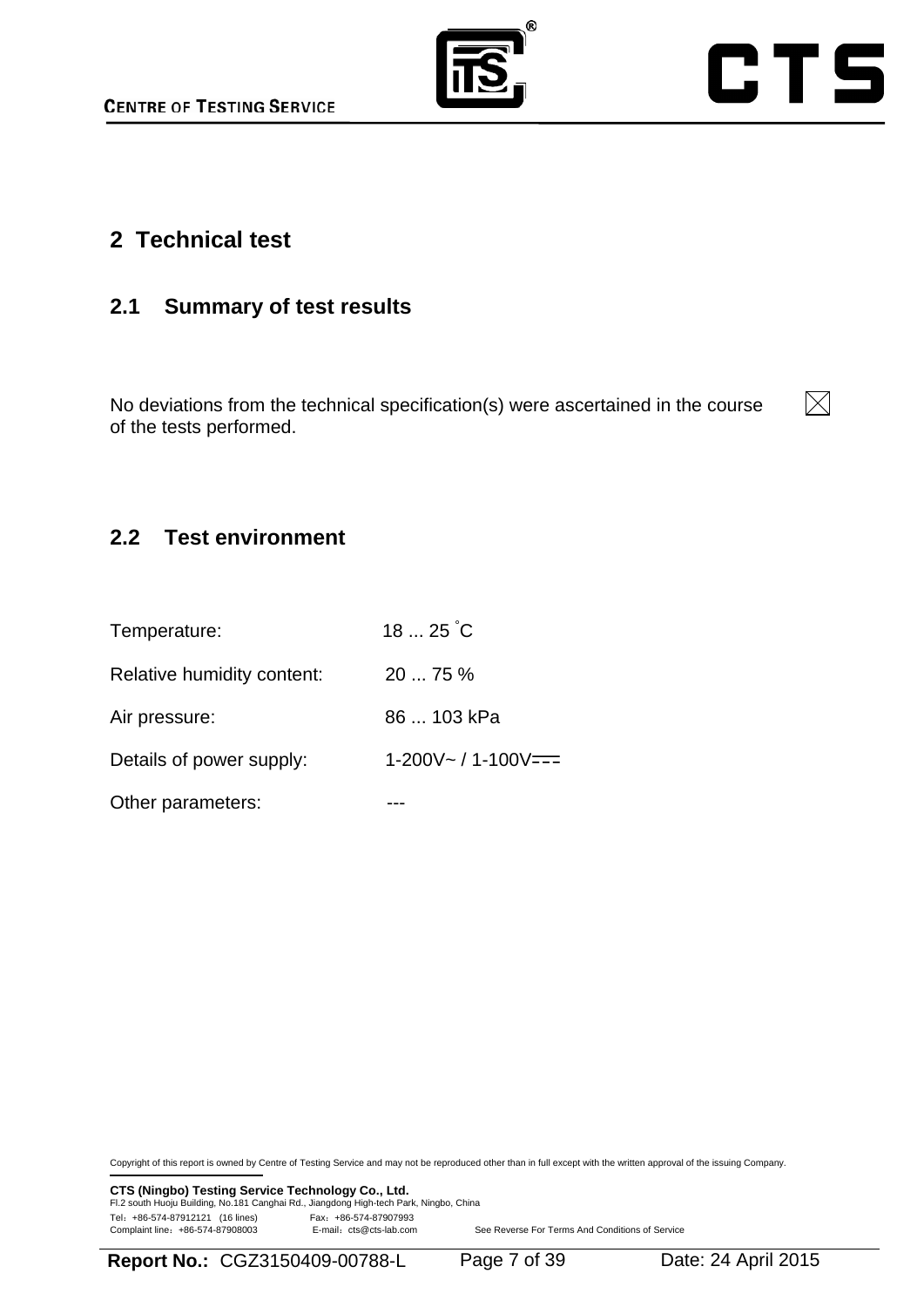# 2 Technical test

## 2.1 Summary of test results

No deviations from the technical specification(s) were ascertained in the course of the tests performed. ☒

## 2.2 Test environment

| | |
|---|---|
| Temperature: | 18 ... 25 °C |
| Relative humidity content: | 20 ... 75 % |
| Air pressure: | 86 ... 103 kPa |
| Details of power supply: | 1-200V~ / 1-100V⎓ |
| Other parameters: | --- |

Copyright of this report is owned by Centre of Testing Service and may not be reproduced other than in full except with the written approval of the issuing Company.

**CTS (Ningbo) Testing Service Technology Co., Ltd.**
Fl.2 south Huoju Building, No.181 Canghai Rd., Jiangdong High-tech Park, Ningbo, China
Tel：+86-574-87912121 (16 lines) Fax：+86-574-87907993
Complaint line：+86-574-87908003 E-mail：cts@cts-lab.com See Reverse For Terms And Conditions of Service

**Report No.:** CGZ3150409-00788-L Date: 24 April 2015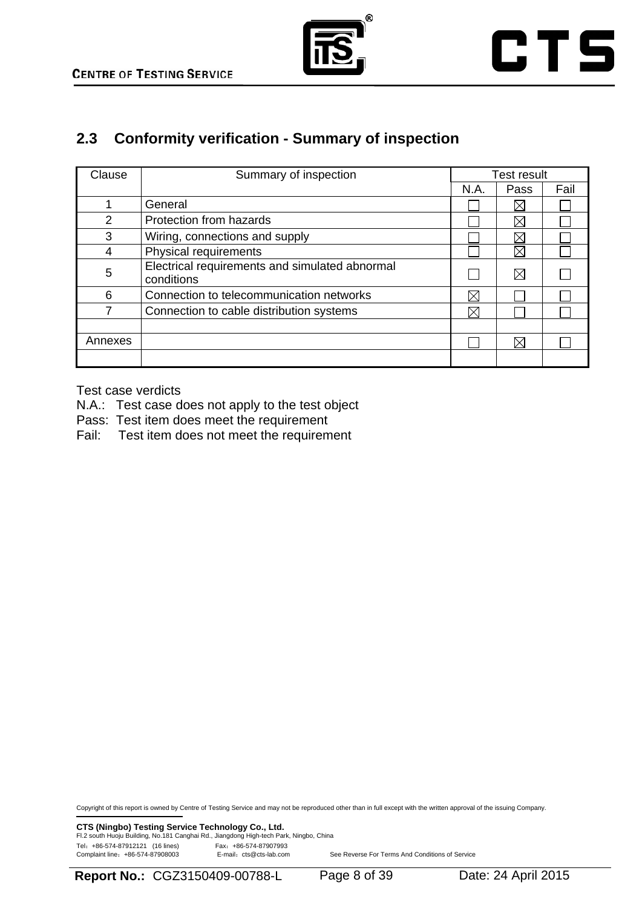## 2.3 Conformity verification - Summary of inspection

| Clause | Summary of inspection | Test result | | |
|---|---|---|---|---|
| | | N.A. | Pass | Fail |
| 1 | General | ☐ | ☒ | ☐ |
| 2 | Protection from hazards | ☐ | ☒ | ☐ |
| 3 | Wiring, connections and supply | ☐ | ☒ | ☐ |
| 4 | Physical requirements | ☐ | ☒ | ☐ |
| 5 | Electrical requirements and simulated abnormal conditions | ☐ | ☒ | ☐ |
| 6 | Connection to telecommunication networks | ☒ | ☐ | ☐ |
| 7 | Connection to cable distribution systems | ☒ | ☐ | ☐ |
| | | | | |
| Annexes | | ☐ | ☒ | ☐ |
| | | | | |

Test case verdicts

N.A.: Test case does not apply to the test object

Pass: Test item does meet the requirement

Fail: Test item does not meet the requirement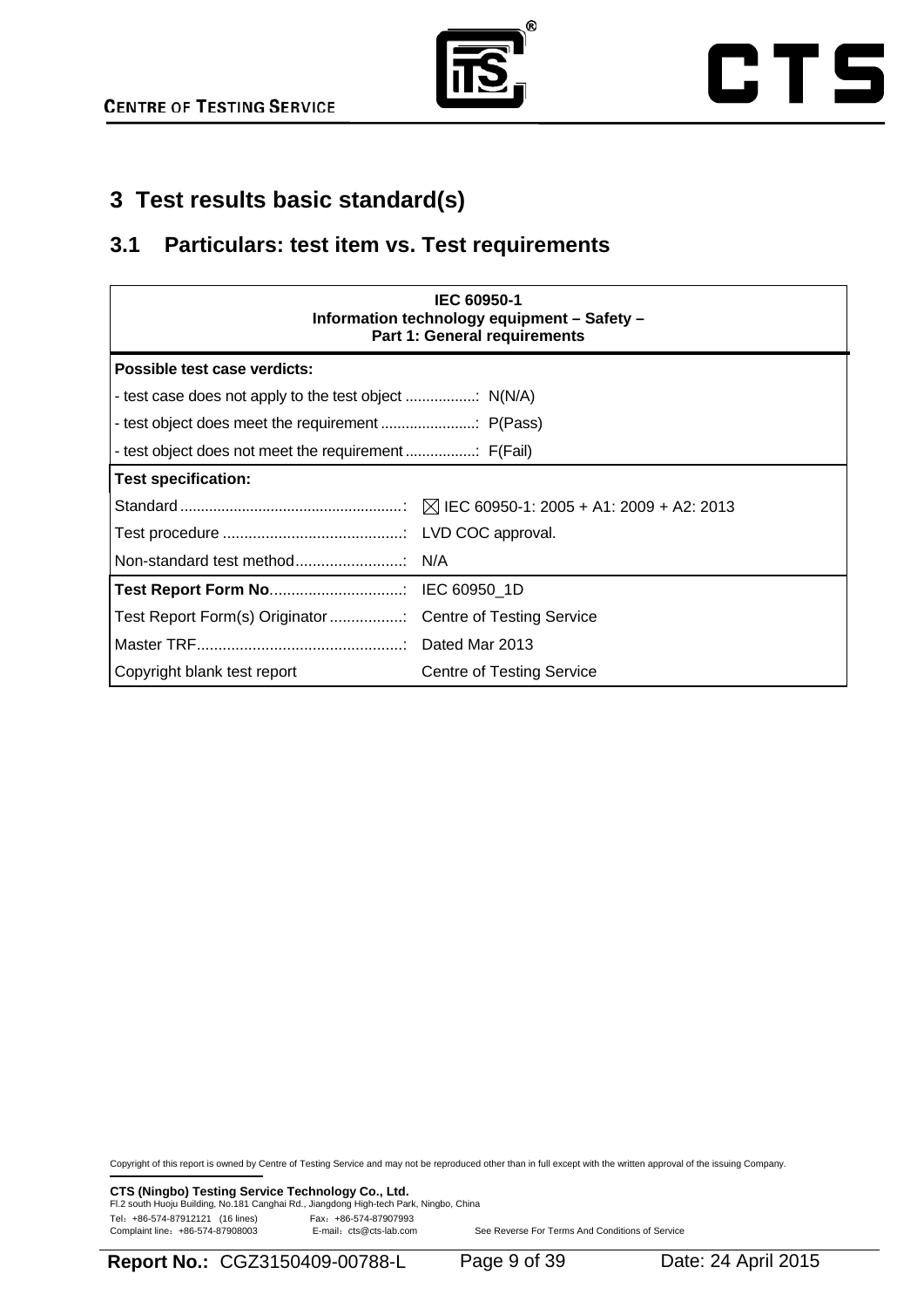# 3 Test results basic standard(s)

## 3.1 Particulars: test item vs. Test requirements

| **IEC 60950-1**<br>**Information technology equipment – Safety –**<br>**Part 1: General requirements** | |
|---|---|
| **Possible test case verdicts:** | |
| - test case does not apply to the test object .................: | N(N/A) |
| - test object does meet the requirement .......................: | P(Pass) |
| - test object does not meet the requirement .................: | F(Fail) |
| **Test specification:** | |
| Standard .....................................................: | ☒ IEC 60950-1: 2005 + A1: 2009 + A2: 2013 |
| Test procedure ..........................................: | LVD COC approval. |
| Non-standard test method.........................: | N/A |
| **Test Report Form No**...............................: | IEC 60950_1D |
| Test Report Form(s) Originator .................: | Centre of Testing Service |
| Master TRF................................................: | Dated Mar 2013 |
| Copyright blank test report | Centre of Testing Service |

Copyright of this report is owned by Centre of Testing Service and may not be reproduced other than in full except with the written approval of the issuing Company.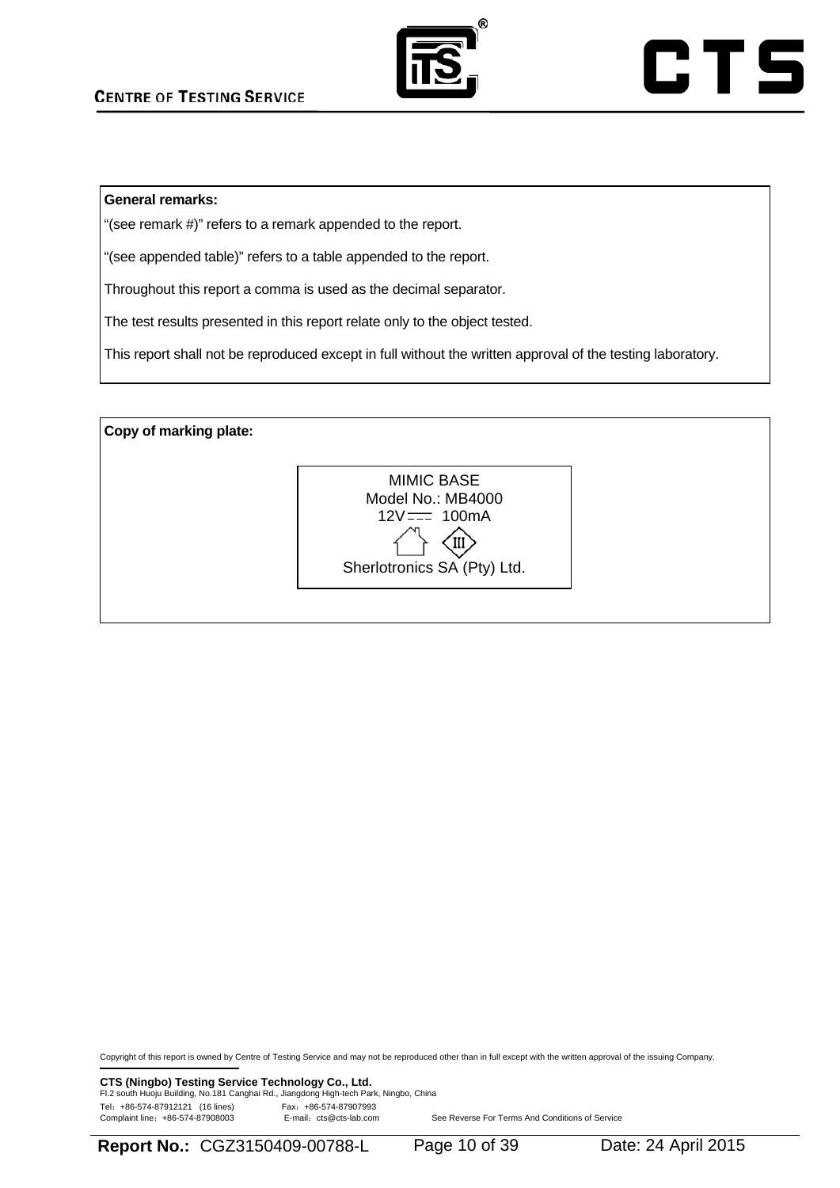**General remarks:**

"(see remark #)" refers to a remark appended to the report.

"(see appended table)" refers to a table appended to the report.

Throughout this report a comma is used as the decimal separator.

The test results presented in this report relate only to the object tested.

This report shall not be reproduced except in full without the written approval of the testing laboratory.

**Copy of marking plate:**

MIMIC BASE
Model No.: MB4000
12V ⎓ 100mA
Sherlotronics SA (Pty) Ltd.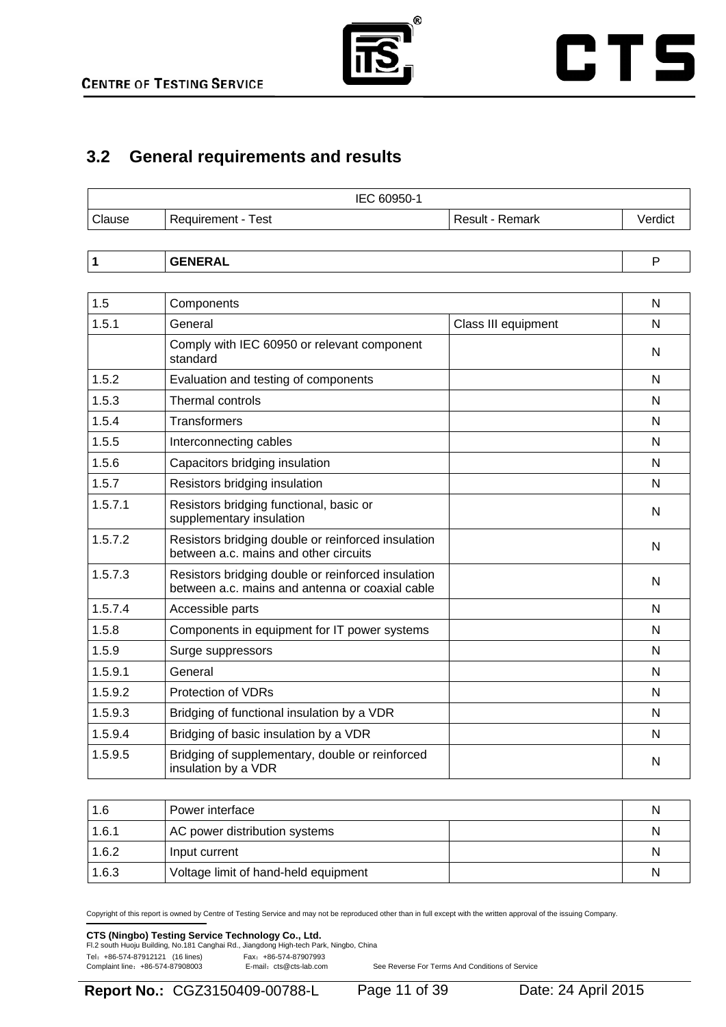## 3.2 General requirements and results

| IEC 60950-1 | | | |
|---|---|---|---|
| Clause | Requirement - Test | Result - Remark | Verdict |

| **1** | **GENERAL** | | P |
|---|---|---|---|

| 1.5 | Components | | N |
|---|---|---|---|
| 1.5.1 | General | Class III equipment | N |
| | Comply with IEC 60950 or relevant component standard | | N |
| 1.5.2 | Evaluation and testing of components | | N |
| 1.5.3 | Thermal controls | | N |
| 1.5.4 | Transformers | | N |
| 1.5.5 | Interconnecting cables | | N |
| 1.5.6 | Capacitors bridging insulation | | N |
| 1.5.7 | Resistors bridging insulation | | N |
| 1.5.7.1 | Resistors bridging functional, basic or supplementary insulation | | N |
| 1.5.7.2 | Resistors bridging double or reinforced insulation between a.c. mains and other circuits | | N |
| 1.5.7.3 | Resistors bridging double or reinforced insulation between a.c. mains and antenna or coaxial cable | | N |
| 1.5.7.4 | Accessible parts | | N |
| 1.5.8 | Components in equipment for IT power systems | | N |
| 1.5.9 | Surge suppressors | | N |
| 1.5.9.1 | General | | N |
| 1.5.9.2 | Protection of VDRs | | N |
| 1.5.9.3 | Bridging of functional insulation by a VDR | | N |
| 1.5.9.4 | Bridging of basic insulation by a VDR | | N |
| 1.5.9.5 | Bridging of supplementary, double or reinforced insulation by a VDR | | N |

| 1.6 | Power interface | | N |
|---|---|---|---|
| 1.6.1 | AC power distribution systems | | N |
| 1.6.2 | Input current | | N |
| 1.6.3 | Voltage limit of hand-held equipment | | N |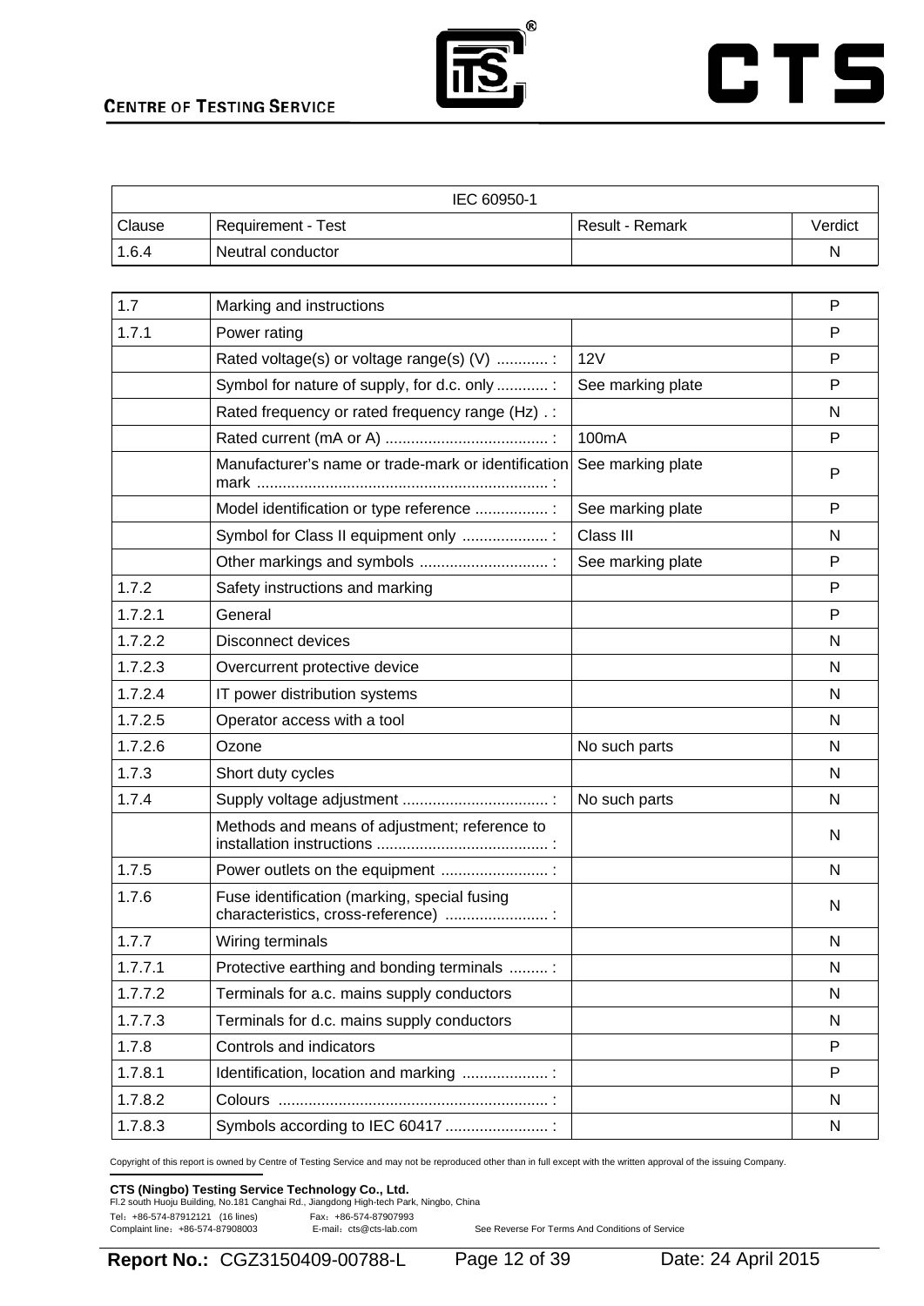| IEC 60950-1 | | | |
|---|---|---|---|
| Clause | Requirement - Test | Result - Remark | Verdict |
| 1.6.4 | Neutral conductor | | N |

| Clause | Requirement - Test | Result - Remark | Verdict |
|---|---|---|---|
| 1.7 | Marking and instructions | | P |
| 1.7.1 | Power rating | | P |
| | Rated voltage(s) or voltage range(s) (V) ............ : | 12V | P |
| | Symbol for nature of supply, for d.c. only ............ : | See marking plate | P |
| | Rated frequency or rated frequency range (Hz) . : | | N |
| | Rated current (mA or A) ...................................... : | 100mA | P |
| | Manufacturer's name or trade-mark or identification mark .................................................................... : | See marking plate | P |
| | Model identification or type reference ................. : | See marking plate | P |
| | Symbol for Class II equipment only .................... : | Class III | N |
| | Other markings and symbols .............................. : | See marking plate | P |
| 1.7.2 | Safety instructions and marking | | P |
| 1.7.2.1 | General | | P |
| 1.7.2.2 | Disconnect devices | | N |
| 1.7.2.3 | Overcurrent protective device | | N |
| 1.7.2.4 | IT power distribution systems | | N |
| 1.7.2.5 | Operator access with a tool | | N |
| 1.7.2.6 | Ozone | No such parts | N |
| 1.7.3 | Short duty cycles | | N |
| 1.7.4 | Supply voltage adjustment .................................. : | No such parts | N |
| | Methods and means of adjustment; reference to installation instructions ........................................ : | | N |
| 1.7.5 | Power outlets on the equipment ......................... : | | N |
| 1.7.6 | Fuse identification (marking, special fusing characteristics, cross-reference) ........................ : | | N |
| 1.7.7 | Wiring terminals | | N |
| 1.7.7.1 | Protective earthing and bonding terminals ......... : | | N |
| 1.7.7.2 | Terminals for a.c. mains supply conductors | | N |
| 1.7.7.3 | Terminals for d.c. mains supply conductors | | N |
| 1.7.8 | Controls and indicators | | P |
| 1.7.8.1 | Identification, location and marking .................... : | | P |
| 1.7.8.2 | Colours ............................................................... : | | N |
| 1.7.8.3 | Symbols according to IEC 60417 ........................ : | | N |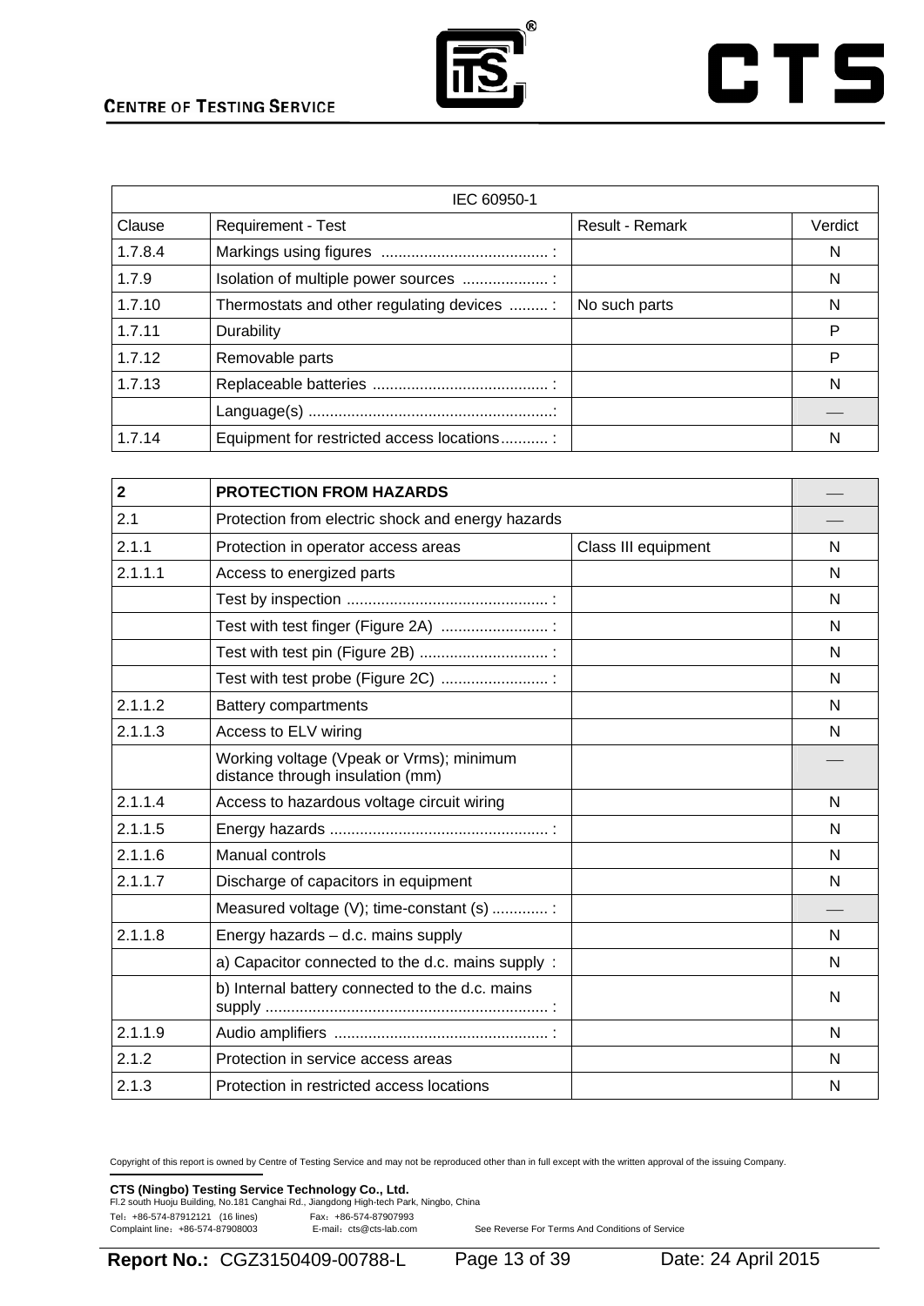| IEC 60950-1 | | | |
|---|---|---|---|
| Clause | Requirement - Test | Result - Remark | Verdict |
| 1.7.8.4 | Markings using figures ...................................... : | | N |
| 1.7.9 | Isolation of multiple power sources .................... : | | N |
| 1.7.10 | Thermostats and other regulating devices ......... : | No such parts | N |
| 1.7.11 | Durability | | P |
| 1.7.12 | Removable parts | | P |
| 1.7.13 | Replaceable batteries ......................................... : | | N |
| | Language(s) .........................................................: | | — |
| 1.7.14 | Equipment for restricted access locations........... : | | N |

| 2 | **PROTECTION FROM HAZARDS** | | — |
|---|---|---|---|
| 2.1 | Protection from electric shock and energy hazards | | — |
| 2.1.1 | Protection in operator access areas | Class III equipment | N |
| 2.1.1.1 | Access to energized parts | | N |
| | Test by inspection ............................................... : | | N |
| | Test with test finger (Figure 2A) ......................... : | | N |
| | Test with test pin (Figure 2B) .............................. : | | N |
| | Test with test probe (Figure 2C) ......................... : | | N |
| 2.1.1.2 | Battery compartments | | N |
| 2.1.1.3 | Access to ELV wiring | | N |
| | Working voltage (Vpeak or Vrms); minimum distance through insulation (mm) | | — |
| 2.1.1.4 | Access to hazardous voltage circuit wiring | | N |
| 2.1.1.5 | Energy hazards ................................................... : | | N |
| 2.1.1.6 | Manual controls | | N |
| 2.1.1.7 | Discharge of capacitors in equipment | | N |
| | Measured voltage (V); time-constant (s) ............. : | | — |
| 2.1.1.8 | Energy hazards – d.c. mains supply | | N |
| | a) Capacitor connected to the d.c. mains supply : | | N |
| | b) Internal battery connected to the d.c. mains supply .................................................................. : | | N |
| 2.1.1.9 | Audio amplifiers .................................................. : | | N |
| 2.1.2 | Protection in service access areas | | N |
| 2.1.3 | Protection in restricted access locations | | N |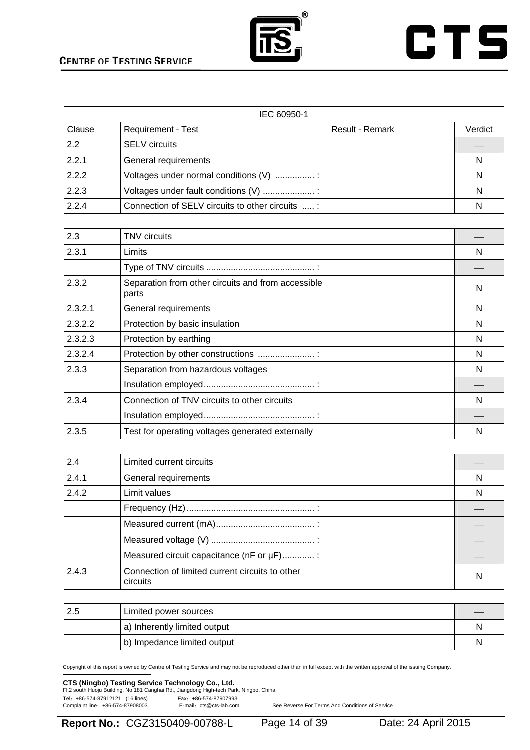| IEC 60950-1 | | | |
|---|---|---|---|
| Clause | Requirement - Test | Result - Remark | Verdict |
| 2.2 | SELV circuits | | — |
| 2.2.1 | General requirements | | N |
| 2.2.2 | Voltages under normal conditions (V) ................ : | | N |
| 2.2.3 | Voltages under fault conditions (V) ..................... : | | N |
| 2.2.4 | Connection of SELV circuits to other circuits ..... : | | N |
| | | | |
| 2.3 | TNV circuits | | — |
| 2.3.1 | Limits | | N |
| | Type of TNV circuits ............................................ : | | — |
| 2.3.2 | Separation from other circuits and from accessible parts | | N |
| 2.3.2.1 | General requirements | | N |
| 2.3.2.2 | Protection by basic insulation | | N |
| 2.3.2.3 | Protection by earthing | | N |
| 2.3.2.4 | Protection by other constructions ....................... : | | N |
| 2.3.3 | Separation from hazardous voltages | | N |
| | Insulation employed............................................. : | | — |
| 2.3.4 | Connection of TNV circuits to other circuits | | N |
| | Insulation employed............................................. : | | — |
| 2.3.5 | Test for operating voltages generated externally | | N |
| | | | |
| 2.4 | Limited current circuits | | — |
| 2.4.1 | General requirements | | N |
| 2.4.2 | Limit values | | N |
| | Frequency (Hz).................................................... : | | — |
| | Measured current (mA)........................................ : | | — |
| | Measured voltage (V) .......................................... : | | — |
| | Measured circuit capacitance (nF or µF)............. : | | — |
| 2.4.3 | Connection of limited current circuits to other circuits | | N |
| | | | |
| 2.5 | Limited power sources | | — |
| | a) Inherently limited output | | N |
| | b) Impedance limited output | | N |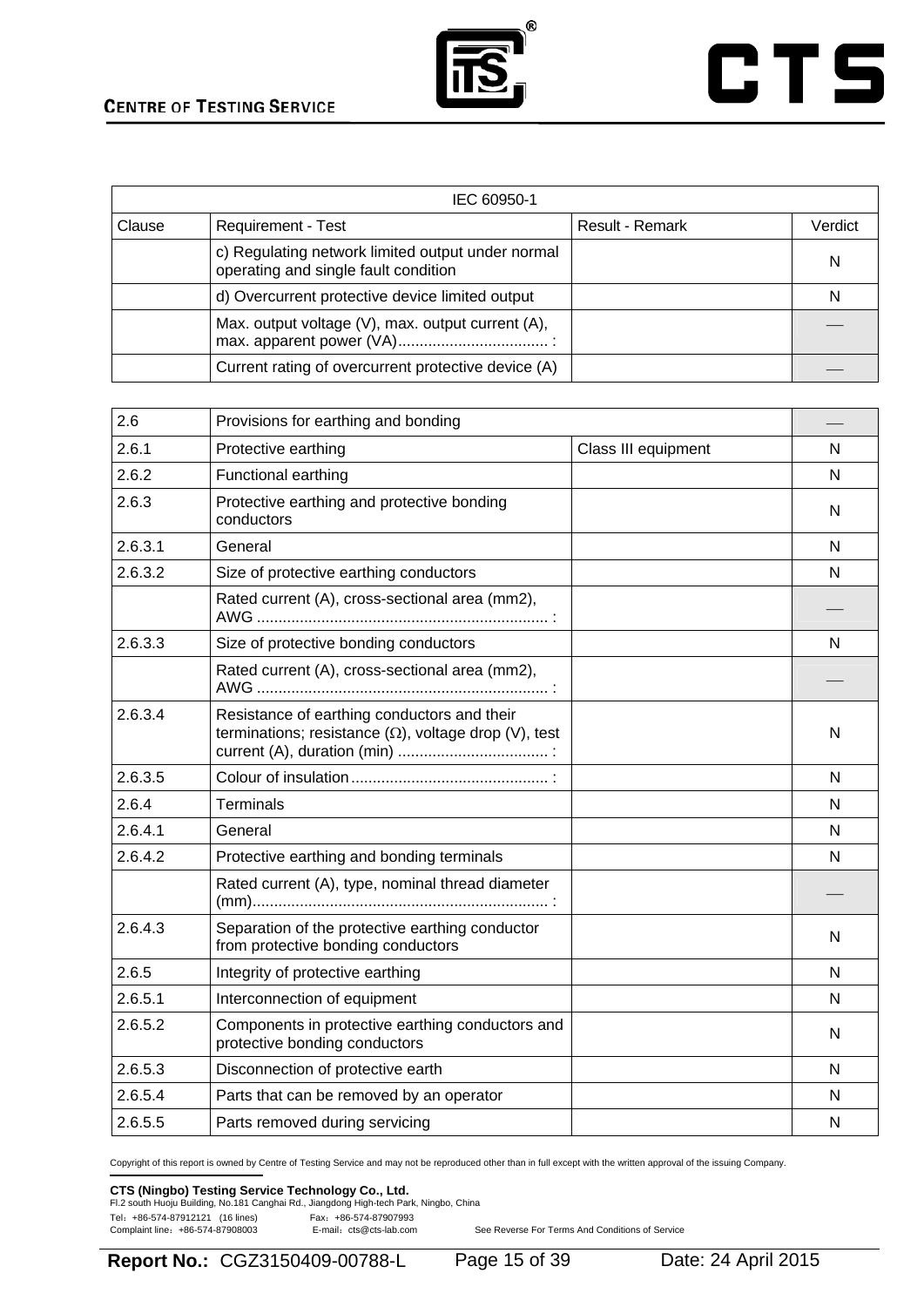| IEC 60950-1 | | | |
|---|---|---|---|
| Clause | Requirement - Test | Result - Remark | Verdict |
| | c) Regulating network limited output under normal operating and single fault condition | | N |
| | d) Overcurrent protective device limited output | | N |
| | Max. output voltage (V), max. output current (A), max. apparent power (VA).................................. : | | — |
| | Current rating of overcurrent protective device (A) | | — |

| | | | |
|---|---|---|---|
| 2.6 | Provisions for earthing and bonding | | — |
| 2.6.1 | Protective earthing | Class III equipment | N |
| 2.6.2 | Functional earthing | | N |
| 2.6.3 | Protective earthing and protective bonding conductors | | N |
| 2.6.3.1 | General | | N |
| 2.6.3.2 | Size of protective earthing conductors | | N |
| | Rated current (A), cross-sectional area (mm2), AWG ................................................................... : | | — |
| 2.6.3.3 | Size of protective bonding conductors | | N |
| | Rated current (A), cross-sectional area (mm2), AWG ................................................................... : | | — |
| 2.6.3.4 | Resistance of earthing conductors and their terminations; resistance (Ω), voltage drop (V), test current (A), duration (min) .................................. : | | N |
| 2.6.3.5 | Colour of insulation............................................. : | | N |
| 2.6.4 | Terminals | | N |
| 2.6.4.1 | General | | N |
| 2.6.4.2 | Protective earthing and bonding terminals | | N |
| | Rated current (A), type, nominal thread diameter (mm).................................................................... : | | — |
| 2.6.4.3 | Separation of the protective earthing conductor from protective bonding conductors | | N |
| 2.6.5 | Integrity of protective earthing | | N |
| 2.6.5.1 | Interconnection of equipment | | N |
| 2.6.5.2 | Components in protective earthing conductors and protective bonding conductors | | N |
| 2.6.5.3 | Disconnection of protective earth | | N |
| 2.6.5.4 | Parts that can be removed by an operator | | N |
| 2.6.5.5 | Parts removed during servicing | | N |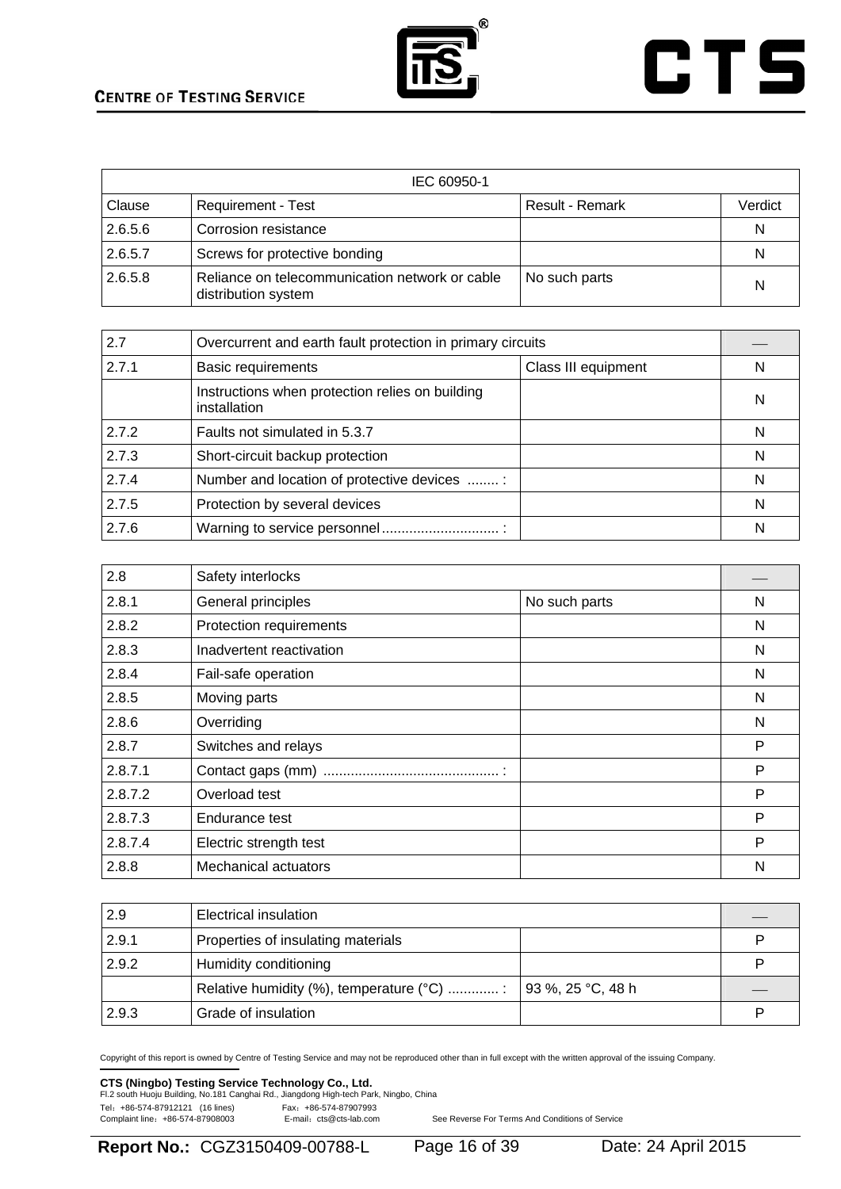| IEC 60950-1 | | | |
|---|---|---|---|
| Clause | Requirement - Test | Result - Remark | Verdict |
| 2.6.5.6 | Corrosion resistance | | N |
| 2.6.5.7 | Screws for protective bonding | | N |
| 2.6.5.8 | Reliance on telecommunication network or cable distribution system | No such parts | N |

| 2.7 | Overcurrent and earth fault protection in primary circuits | | — |
|---|---|---|---|
| 2.7.1 | Basic requirements | Class III equipment | N |
| | Instructions when protection relies on building installation | | N |
| 2.7.2 | Faults not simulated in 5.3.7 | | N |
| 2.7.3 | Short-circuit backup protection | | N |
| 2.7.4 | Number and location of protective devices ........ : | | N |
| 2.7.5 | Protection by several devices | | N |
| 2.7.6 | Warning to service personnel.............................. : | | N |

| 2.8 | Safety interlocks | | — |
|---|---|---|---|
| 2.8.1 | General principles | No such parts | N |
| 2.8.2 | Protection requirements | | N |
| 2.8.3 | Inadvertent reactivation | | N |
| 2.8.4 | Fail-safe operation | | N |
| 2.8.5 | Moving parts | | N |
| 2.8.6 | Overriding | | N |
| 2.8.7 | Switches and relays | | P |
| 2.8.7.1 | Contact gaps (mm) ............................................. : | | P |
| 2.8.7.2 | Overload test | | P |
| 2.8.7.3 | Endurance test | | P |
| 2.8.7.4 | Electric strength test | | P |
| 2.8.8 | Mechanical actuators | | N |

| 2.9 | Electrical insulation | | — |
|---|---|---|---|
| 2.9.1 | Properties of insulating materials | | P |
| 2.9.2 | Humidity conditioning | | P |
| | Relative humidity (%), temperature (°C) ............. : | 93 %, 25 °C, 48 h | — |
| 2.9.3 | Grade of insulation | | P |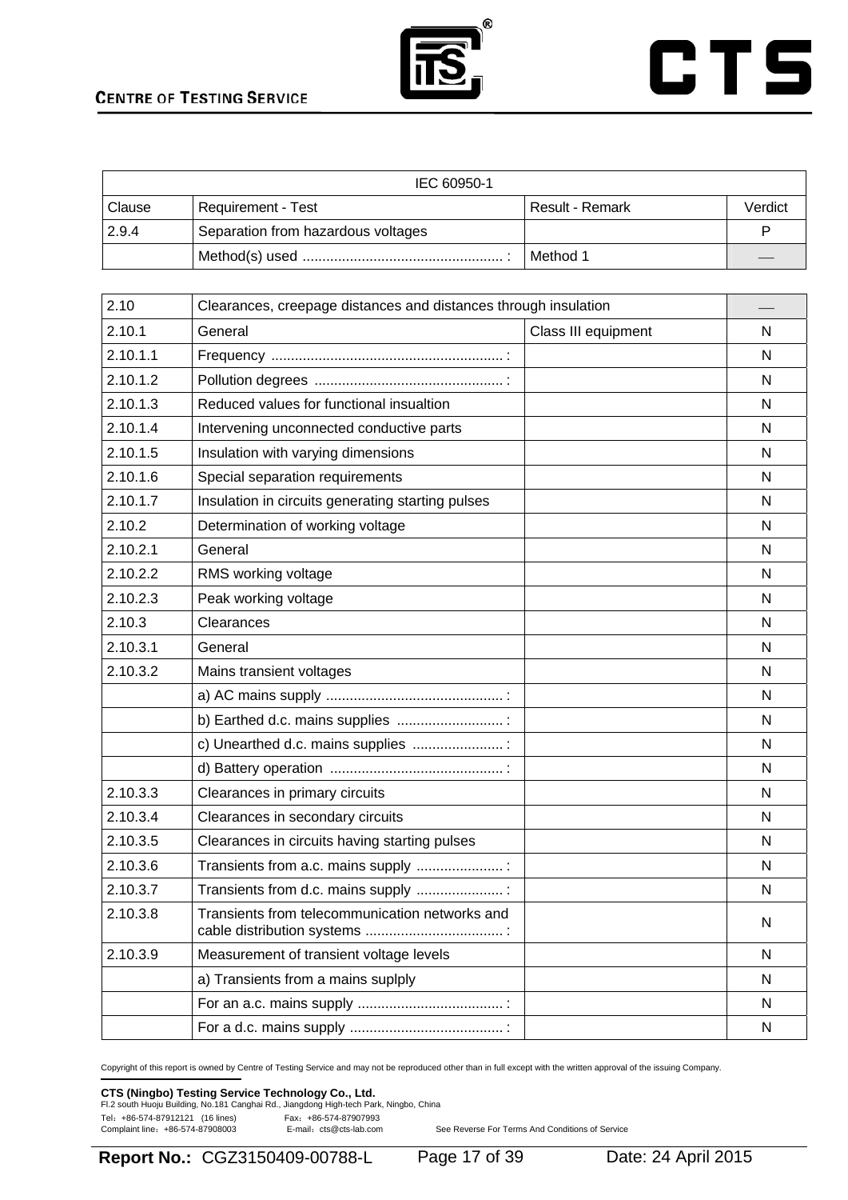| IEC 60950-1 | | | |
|---|---|---|---|
| Clause | Requirement - Test | Result - Remark | Verdict |
| 2.9.4 | Separation from hazardous voltages | | P |
| | Method(s) used .................................................. : | Method 1 | — |

| 2.10 | Clearances, creepage distances and distances through insulation | | — |
|---|---|---|---|
| 2.10.1 | General | Class III equipment | N |
| 2.10.1.1 | Frequency .......................................................... : | | N |
| 2.10.1.2 | Pollution degrees ................................................ : | | N |
| 2.10.1.3 | Reduced values for functional insualtion | | N |
| 2.10.1.4 | Intervening unconnected conductive parts | | N |
| 2.10.1.5 | Insulation with varying dimensions | | N |
| 2.10.1.6 | Special separation requirements | | N |
| 2.10.1.7 | Insulation in circuits generating starting pulses | | N |
| 2.10.2 | Determination of working voltage | | N |
| 2.10.2.1 | General | | N |
| 2.10.2.2 | RMS working voltage | | N |
| 2.10.2.3 | Peak working voltage | | N |
| 2.10.3 | Clearances | | N |
| 2.10.3.1 | General | | N |
| 2.10.3.2 | Mains transient voltages | | N |
| | a) AC mains supply ............................................ : | | N |
| | b) Earthed d.c. mains supplies ........................... : | | N |
| | c) Unearthed d.c. mains supplies ....................... : | | N |
| | d) Battery operation ............................................ : | | N |
| 2.10.3.3 | Clearances in primary circuits | | N |
| 2.10.3.4 | Clearances in secondary circuits | | N |
| 2.10.3.5 | Clearances in circuits having starting pulses | | N |
| 2.10.3.6 | Transients from a.c. mains supply ...................... : | | N |
| 2.10.3.7 | Transients from d.c. mains supply ...................... : | | N |
| 2.10.3.8 | Transients from telecommunication networks and cable distribution systems .................................. : | | N |
| 2.10.3.9 | Measurement of transient voltage levels | | N |
| | a) Transients from a mains suplply | | N |
| | For an a.c. mains supply ..................................... : | | N |
| | For a d.c. mains supply ....................................... : | | N |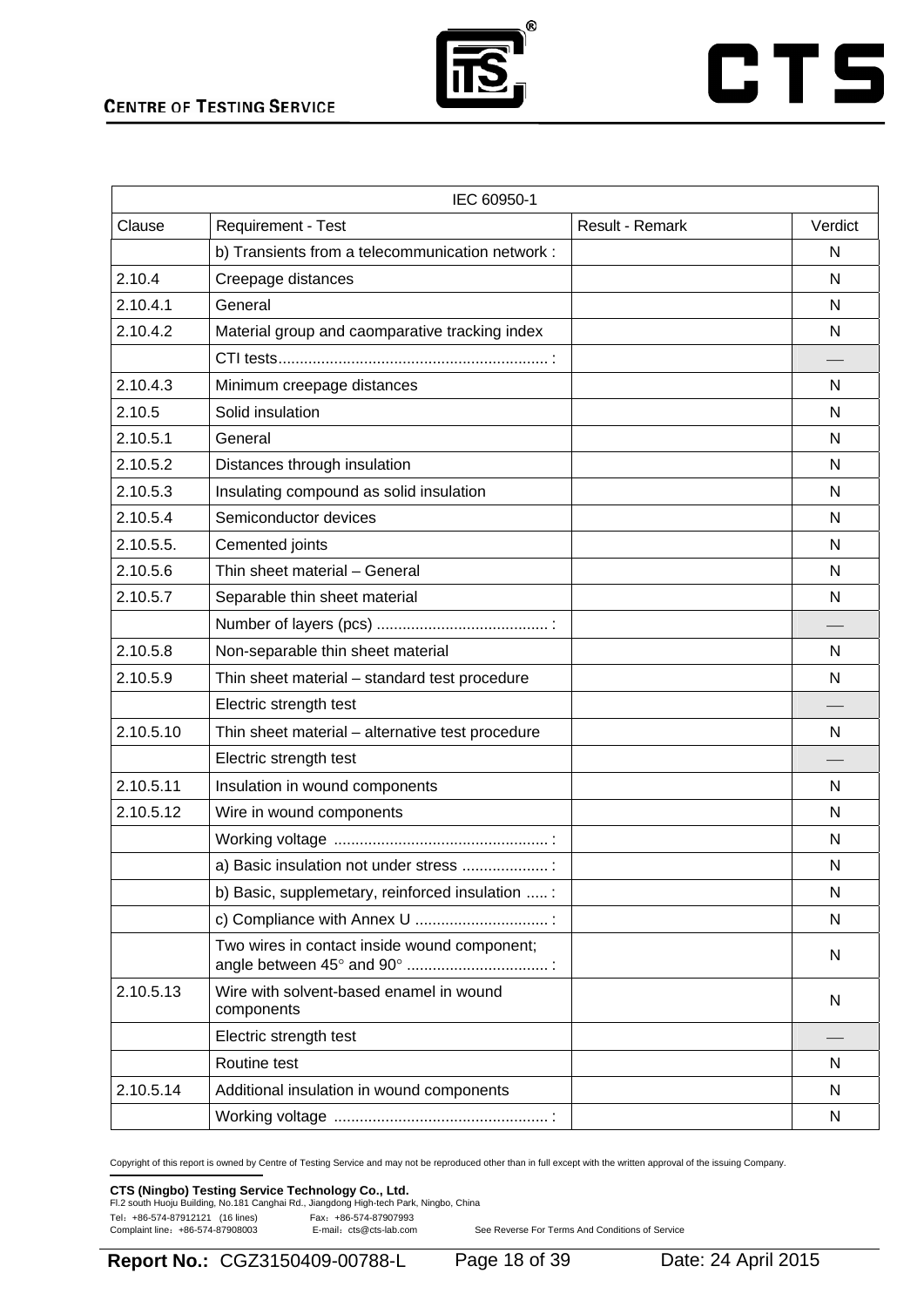| IEC 60950-1 | | | |
|---|---|---|---|
| Clause | Requirement - Test | Result - Remark | Verdict |
| | b) Transients from a telecommunication network : | | N |
| 2.10.4 | Creepage distances | | N |
| 2.10.4.1 | General | | N |
| 2.10.4.2 | Material group and caomparative tracking index | | N |
| | CTI tests............................................................... : | | — |
| 2.10.4.3 | Minimum creepage distances | | N |
| 2.10.5 | Solid insulation | | N |
| 2.10.5.1 | General | | N |
| 2.10.5.2 | Distances through insulation | | N |
| 2.10.5.3 | Insulating compound as solid insulation | | N |
| 2.10.5.4 | Semiconductor devices | | N |
| 2.10.5.5. | Cemented joints | | N |
| 2.10.5.6 | Thin sheet material – General | | N |
| 2.10.5.7 | Separable thin sheet material | | N |
| | Number of layers (pcs) ........................................ : | | — |
| 2.10.5.8 | Non-separable thin sheet material | | N |
| 2.10.5.9 | Thin sheet material – standard test procedure | | N |
| | Electric strength test | | — |
| 2.10.5.10 | Thin sheet material – alternative test procedure | | N |
| | Electric strength test | | — |
| 2.10.5.11 | Insulation in wound components | | N |
| 2.10.5.12 | Wire in wound components | | N |
| | Working voltage .................................................. : | | N |
| | a) Basic insulation not under stress .................... : | | N |
| | b) Basic, supplemetary, reinforced insulation ..... : | | N |
| | c) Compliance with Annex U ............................... : | | N |
| | Two wires in contact inside wound component; angle between 45° and 90° ................................. : | | N |
| 2.10.5.13 | Wire with solvent-based enamel in wound components | | N |
| | Electric strength test | | — |
| | Routine test | | N |
| 2.10.5.14 | Additional insulation in wound components | | N |
| | Working voltage .................................................. : | | N |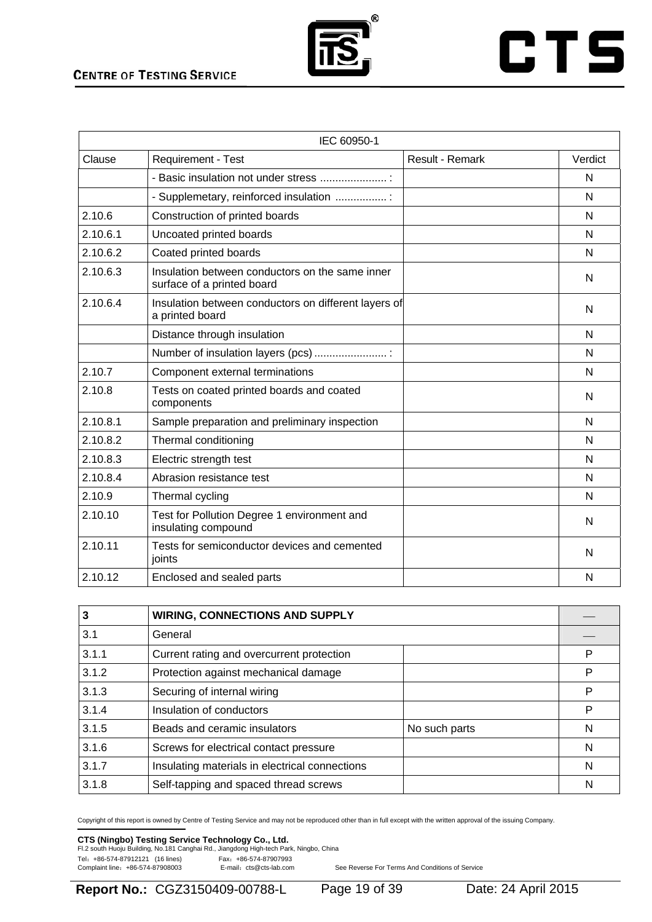| IEC 60950-1 | | | |
|---|---|---|---|
| Clause | Requirement - Test | Result - Remark | Verdict |
| | - Basic insulation not under stress ...................... : | | N |
| | - Supplemetary, reinforced insulation ................. : | | N |
| 2.10.6 | Construction of printed boards | | N |
| 2.10.6.1 | Uncoated printed boards | | N |
| 2.10.6.2 | Coated printed boards | | N |
| 2.10.6.3 | Insulation between conductors on the same inner surface of a printed board | | N |
| 2.10.6.4 | Insulation between conductors on different layers of a printed board | | N |
| | Distance through insulation | | N |
| | Number of insulation layers (pcs) ........................ : | | N |
| 2.10.7 | Component external terminations | | N |
| 2.10.8 | Tests on coated printed boards and coated components | | N |
| 2.10.8.1 | Sample preparation and preliminary inspection | | N |
| 2.10.8.2 | Thermal conditioning | | N |
| 2.10.8.3 | Electric strength test | | N |
| 2.10.8.4 | Abrasion resistance test | | N |
| 2.10.9 | Thermal cycling | | N |
| 2.10.10 | Test for Pollution Degree 1 environment and insulating compound | | N |
| 2.10.11 | Tests for semiconductor devices and cemented joints | | N |
| 2.10.12 | Enclosed and sealed parts | | N |

| **3** | **WIRING, CONNECTIONS AND SUPPLY** | | — |
|---|---|---|---|
| 3.1 | General | | — |
| 3.1.1 | Current rating and overcurrent protection | | P |
| 3.1.2 | Protection against mechanical damage | | P |
| 3.1.3 | Securing of internal wiring | | P |
| 3.1.4 | Insulation of conductors | | P |
| 3.1.5 | Beads and ceramic insulators | No such parts | N |
| 3.1.6 | Screws for electrical contact pressure | | N |
| 3.1.7 | Insulating materials in electrical connections | | N |
| 3.1.8 | Self-tapping and spaced thread screws | | N |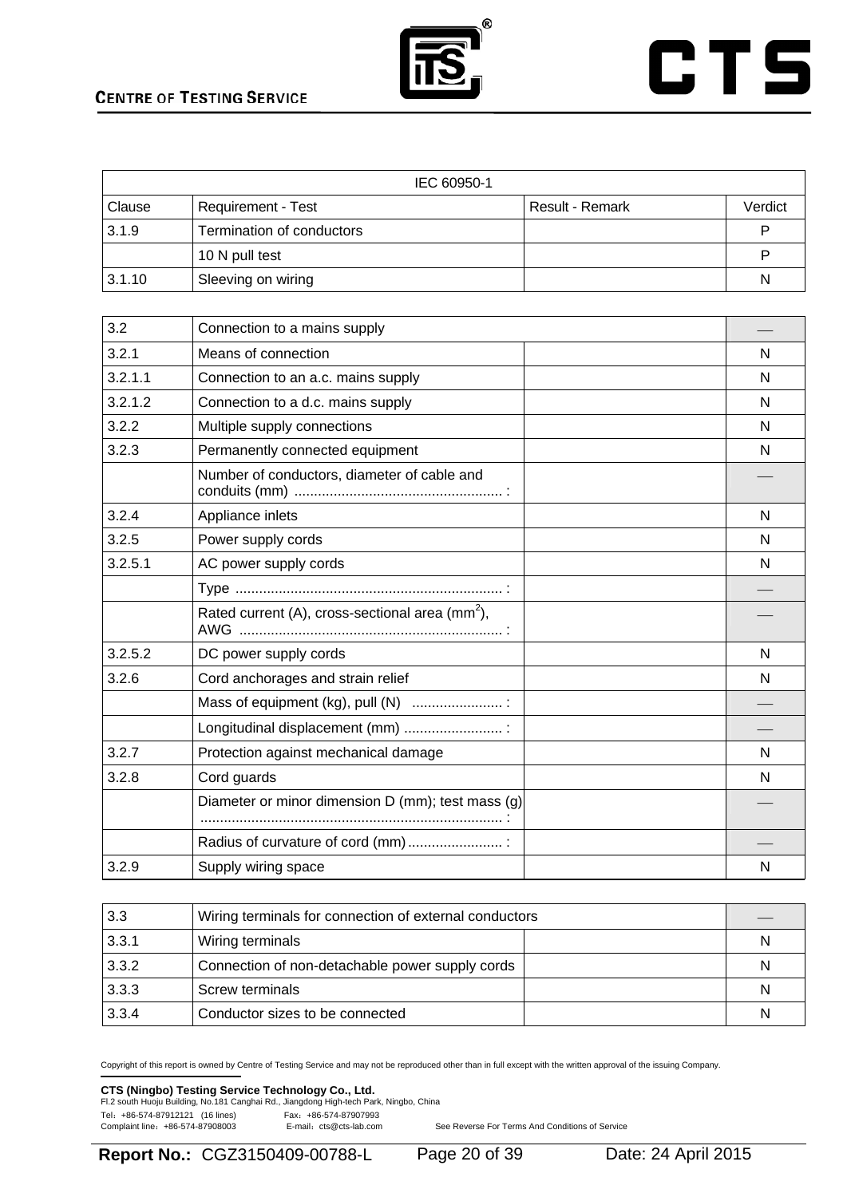| IEC 60950-1 | | | |
|---|---|---|---|
| Clause | Requirement - Test | Result - Remark | Verdict |
| 3.1.9 | Termination of conductors | | P |
| | 10 N pull test | | P |
| 3.1.10 | Sleeving on wiring | | N |

| 3.2 | Connection to a mains supply | | — |
|---|---|---|---|
| 3.2.1 | Means of connection | | N |
| 3.2.1.1 | Connection to an a.c. mains supply | | N |
| 3.2.1.2 | Connection to a d.c. mains supply | | N |
| 3.2.2 | Multiple supply connections | | N |
| 3.2.3 | Permanently connected equipment | | N |
| | Number of conductors, diameter of cable and conduits (mm) ..................................................... : | | — |
| 3.2.4 | Appliance inlets | | N |
| 3.2.5 | Power supply cords | | N |
| 3.2.5.1 | AC power supply cords | | N |
| | Type .................................................................... : | | — |
| | Rated current (A), cross-sectional area ($mm^2$), AWG ................................................................... : | | — |
| 3.2.5.2 | DC power supply cords | | N |
| 3.2.6 | Cord anchorages and strain relief | | N |
| | Mass of equipment (kg), pull (N) ....................... : | | — |
| | Longitudinal displacement (mm) ......................... : | | — |
| 3.2.7 | Protection against mechanical damage | | N |
| 3.2.8 | Cord guards | | N |
| | Diameter or minor dimension D (mm); test mass (g) ............................................................................ : | | — |
| | Radius of curvature of cord (mm) ........................ : | | — |
| 3.2.9 | Supply wiring space | | N |

| 3.3 | Wiring terminals for connection of external conductors | | — |
|---|---|---|---|
| 3.3.1 | Wiring terminals | | N |
| 3.3.2 | Connection of non-detachable power supply cords | | N |
| 3.3.3 | Screw terminals | | N |
| 3.3.4 | Conductor sizes to be connected | | N |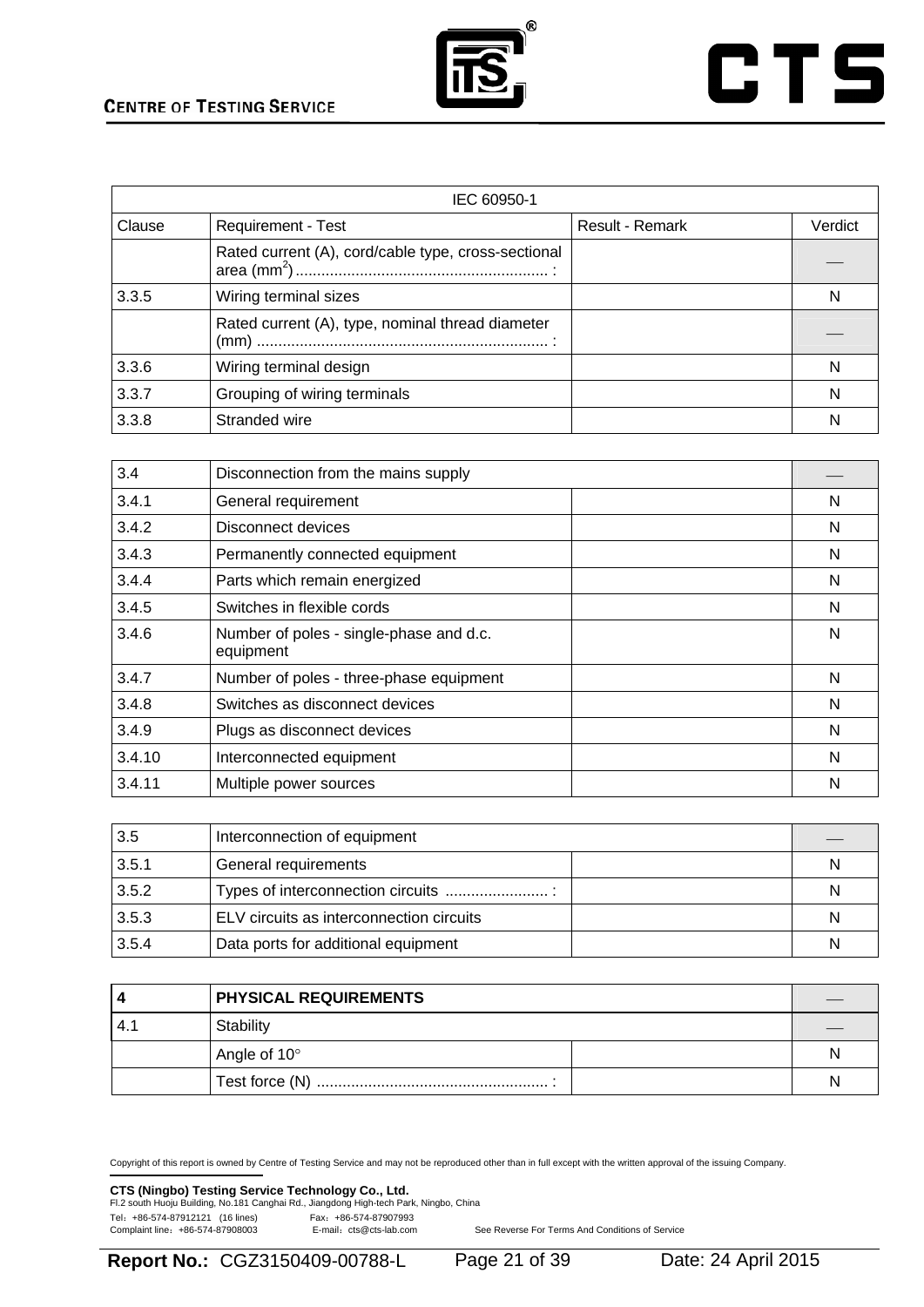| IEC 60950-1 | | | |
|---|---|---|---|
| Clause | Requirement - Test | Result - Remark | Verdict |
| | Rated current (A), cord/cable type, cross-sectional area ($mm^2$).......................................................... : | | — |
| 3.3.5 | Wiring terminal sizes | | N |
| | Rated current (A), type, nominal thread diameter (mm) ................................................................... : | | — |
| 3.3.6 | Wiring terminal design | | N |
| 3.3.7 | Grouping of wiring terminals | | N |
| 3.3.8 | Stranded wire | | N |

| 3.4 | Disconnection from the mains supply | | — |
|---|---|---|---|
| 3.4.1 | General requirement | | N |
| 3.4.2 | Disconnect devices | | N |
| 3.4.3 | Permanently connected equipment | | N |
| 3.4.4 | Parts which remain energized | | N |
| 3.4.5 | Switches in flexible cords | | N |
| 3.4.6 | Number of poles - single-phase and d.c. equipment | | N |
| 3.4.7 | Number of poles - three-phase equipment | | N |
| 3.4.8 | Switches as disconnect devices | | N |
| 3.4.9 | Plugs as disconnect devices | | N |
| 3.4.10 | Interconnected equipment | | N |
| 3.4.11 | Multiple power sources | | N |

| 3.5 | Interconnection of equipment | | — |
|---|---|---|---|
| 3.5.1 | General requirements | | N |
| 3.5.2 | Types of interconnection circuits ........................ : | | N |
| 3.5.3 | ELV circuits as interconnection circuits | | N |
| 3.5.4 | Data ports for additional equipment | | N |

| **4** | **PHYSICAL REQUIREMENTS** | | — |
|---|---|---|---|
| 4.1 | Stability | | — |
| | Angle of 10° | | N |
| | Test force (N) ...................................................... : | | N |

Copyright of this report is owned by Centre of Testing Service and may not be reproduced other than in full except with the written approval of the issuing Company.

**CTS (Ningbo) Testing Service Technology Co., Ltd.**
Fl.2 south Huoju Building, No.181 Canghai Rd., Jiangdong High-tech Park, Ningbo, China
Tel：+86-574-87912121 (16 lines) Fax：+86-574-87907993
Complaint line：+86-574-87908003 E-mail：cts@cts-lab.com See Reverse For Terms And Conditions of Service

**Report No.:** CGZ3150409-00788-L Date: 24 April 2015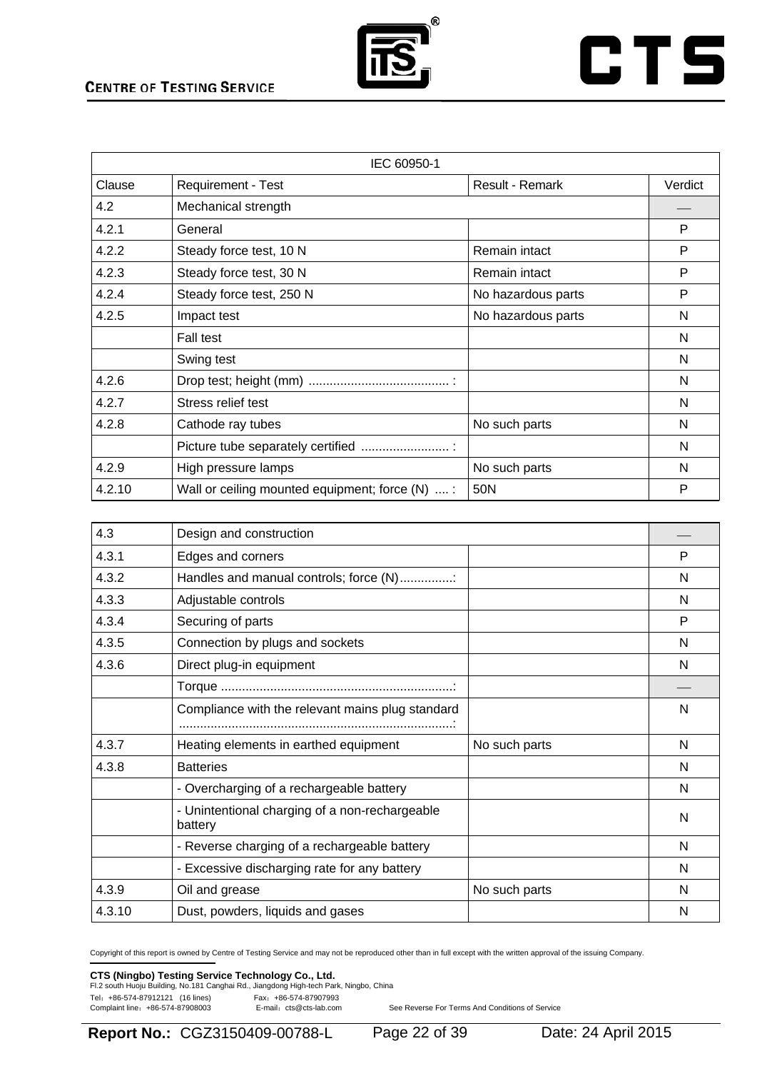| IEC 60950-1 | | | |
|---|---|---|---|
| Clause | Requirement - Test | Result - Remark | Verdict |
| 4.2 | Mechanical strength | | — |
| 4.2.1 | General | | P |
| 4.2.2 | Steady force test, 10 N | Remain intact | P |
| 4.2.3 | Steady force test, 30 N | Remain intact | P |
| 4.2.4 | Steady force test, 250 N | No hazardous parts | P |
| 4.2.5 | Impact test | No hazardous parts | N |
| | Fall test | | N |
| | Swing test | | N |
| 4.2.6 | Drop test; height (mm) ........................................ : | | N |
| 4.2.7 | Stress relief test | | N |
| 4.2.8 | Cathode ray tubes | No such parts | N |
| | Picture tube separately certified ......................... : | | N |
| 4.2.9 | High pressure lamps | No such parts | N |
| 4.2.10 | Wall or ceiling mounted equipment; force (N) .... : | 50N | P |

| 4.3 | Design and construction | | — |
|---|---|---|---|
| 4.3.1 | Edges and corners | | P |
| 4.3.2 | Handles and manual controls; force (N)...............: | | N |
| 4.3.3 | Adjustable controls | | N |
| 4.3.4 | Securing of parts | | P |
| 4.3.5 | Connection by plugs and sockets | | N |
| 4.3.6 | Direct plug-in equipment | | N |
| | Torque ..................................................................: | | — |
| | Compliance with the relevant mains plug standard ..............................................................................: | | N |
| 4.3.7 | Heating elements in earthed equipment | No such parts | N |
| 4.3.8 | Batteries | | N |
| | - Overcharging of a rechargeable battery | | N |
| | - Unintentional charging of a non-rechargeable battery | | N |
| | - Reverse charging of a rechargeable battery | | N |
| | - Excessive discharging rate for any battery | | N |
| 4.3.9 | Oil and grease | No such parts | N |
| 4.3.10 | Dust, powders, liquids and gases | | N |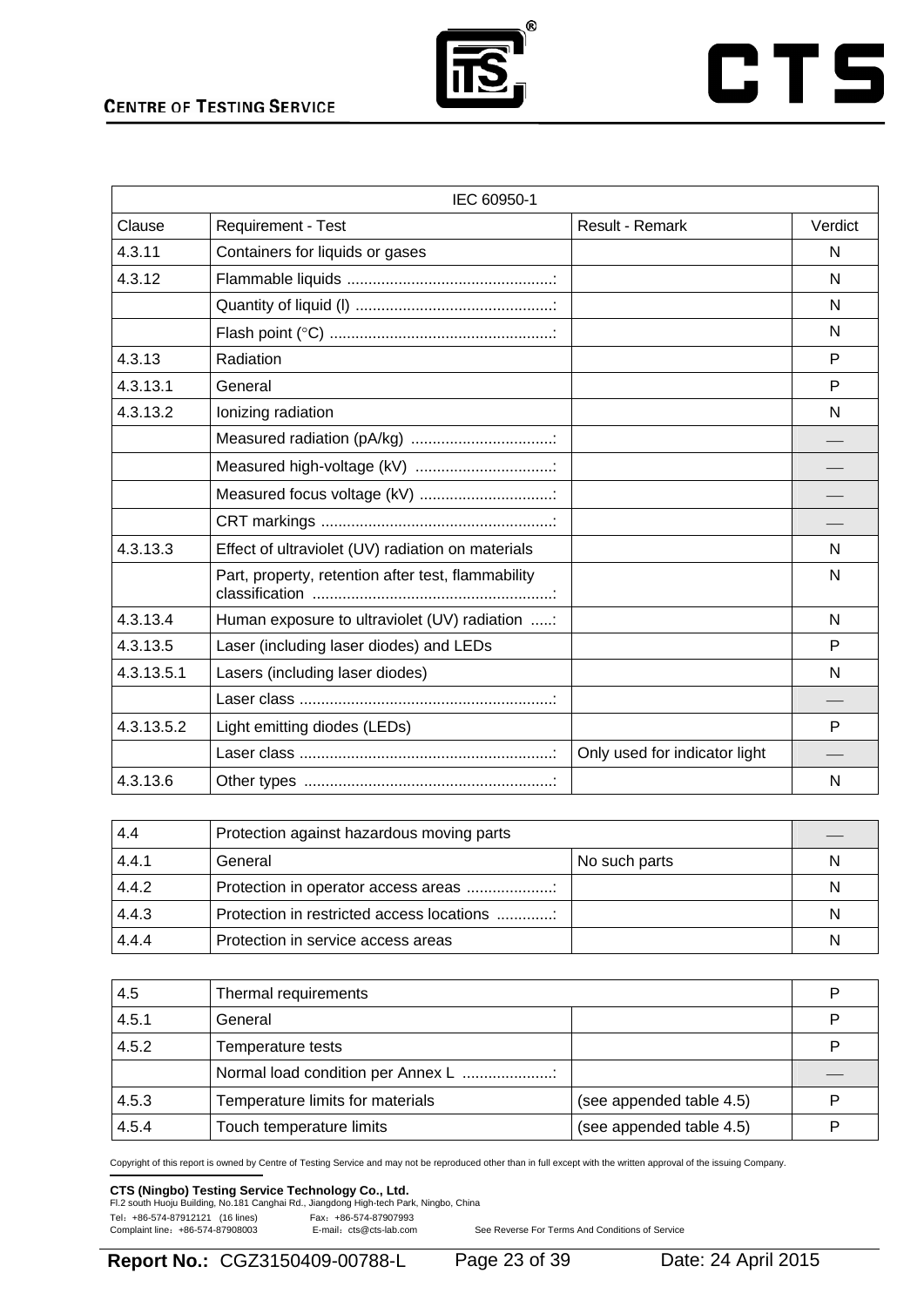| IEC 60950-1 | | | |
|---|---|---|---|
| Clause | Requirement - Test | Result - Remark | Verdict |
| 4.3.11 | Containers for liquids or gases | | N |
| 4.3.12 | Flammable liquids ...............................................: | | N |
| | Quantity of liquid (l) .............................................: | | N |
| | Flash point (°C) ...................................................: | | N |
| 4.3.13 | Radiation | | P |
| 4.3.13.1 | General | | P |
| 4.3.13.2 | Ionizing radiation | | N |
| | Measured radiation (pA/kg) .................................: | | — |
| | Measured high-voltage (kV) ................................: | | — |
| | Measured focus voltage (kV) ...............................: | | — |
| | CRT markings ......................................................: | | — |
| 4.3.13.3 | Effect of ultraviolet (UV) radiation on materials | | N |
| | Part, property, retention after test, flammability classification .......................................................: | | N |
| 4.3.13.4 | Human exposure to ultraviolet (UV) radiation .....: | | N |
| 4.3.13.5 | Laser (including laser diodes) and LEDs | | P |
| 4.3.13.5.1 | Lasers (including laser diodes) | | N |
| | Laser class ..........................................................: | | — |
| 4.3.13.5.2 | Light emitting diodes (LEDs) | | P |
| | Laser class ..........................................................: | Only used for indicator light | — |
| 4.3.13.6 | Other types .........................................................: | | N |

| 4.4 | Protection against hazardous moving parts | | — |
|---|---|---|---|
| 4.4.1 | General | No such parts | N |
| 4.4.2 | Protection in operator access areas ....................: | | N |
| 4.4.3 | Protection in restricted access locations .............: | | N |
| 4.4.4 | Protection in service access areas | | N |

| 4.5 | Thermal requirements | | P |
|---|---|---|---|
| 4.5.1 | General | | P |
| 4.5.2 | Temperature tests | | P |
| | Normal load condition per Annex L .....................: | | — |
| 4.5.3 | Temperature limits for materials | (see appended table 4.5) | P |
| 4.5.4 | Touch temperature limits | (see appended table 4.5) | P |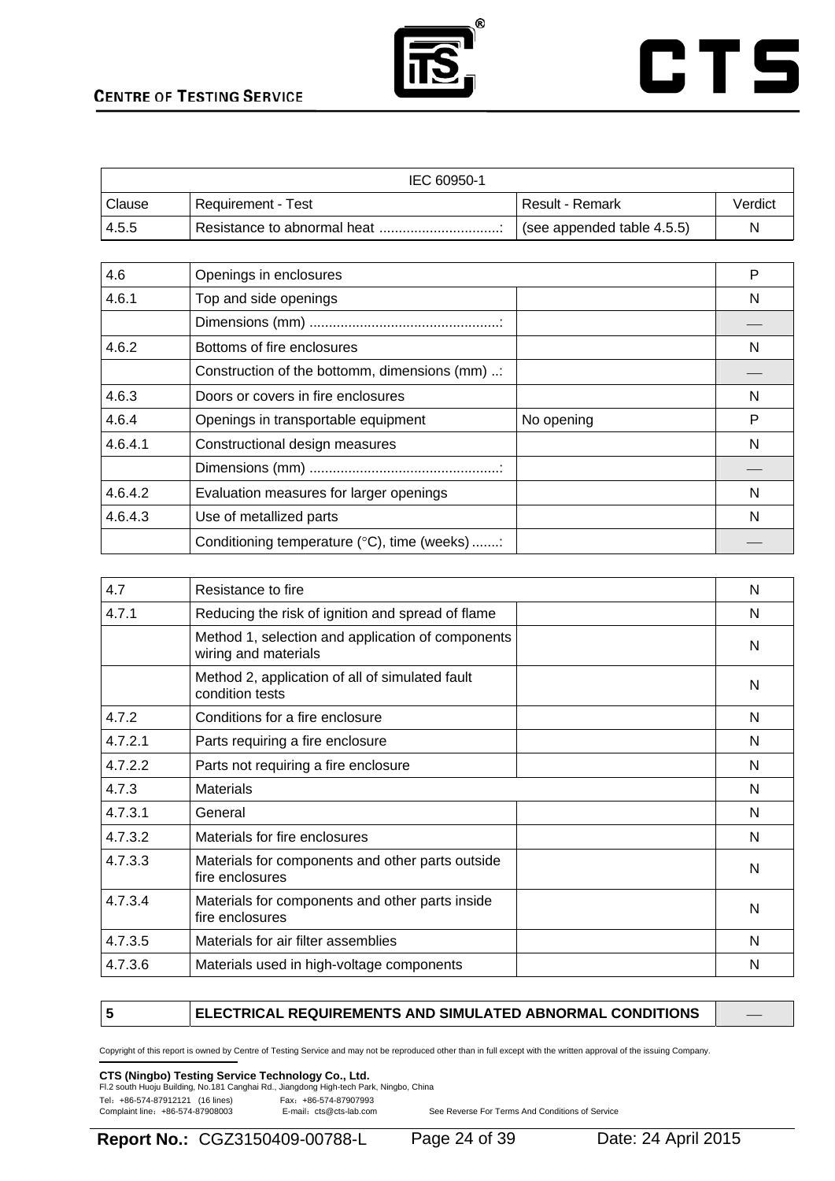| IEC 60950-1 | | | |
|---|---|---|---|
| Clause | Requirement - Test | Result - Remark | Verdict |
| 4.5.5 | Resistance to abnormal heat ...............................: | (see appended table 4.5.5) | N |

| | | | |
|---|---|---|---|
| 4.6 | Openings in enclosures | | P |
| 4.6.1 | Top and side openings | | N |
| | Dimensions (mm) .................................................: | | — |
| 4.6.2 | Bottoms of fire enclosures | | N |
| | Construction of the bottomm, dimensions (mm) ..: | | — |
| 4.6.3 | Doors or covers in fire enclosures | | N |
| 4.6.4 | Openings in transportable equipment | No opening | P |
| 4.6.4.1 | Constructional design measures | | N |
| | Dimensions (mm) .................................................: | | — |
| 4.6.4.2 | Evaluation measures for larger openings | | N |
| 4.6.4.3 | Use of metallized parts | | N |
| | Conditioning temperature (°C), time (weeks) .......: | | — |

| | | | |
|---|---|---|---|
| 4.7 | Resistance to fire | | N |
| 4.7.1 | Reducing the risk of ignition and spread of flame | | N |
| | Method 1, selection and application of components wiring and materials | | N |
| | Method 2, application of all of simulated fault condition tests | | N |
| 4.7.2 | Conditions for a fire enclosure | | N |
| 4.7.2.1 | Parts requiring a fire enclosure | | N |
| 4.7.2.2 | Parts not requiring a fire enclosure | | N |
| 4.7.3 | Materials | | N |
| 4.7.3.1 | General | | N |
| 4.7.3.2 | Materials for fire enclosures | | N |
| 4.7.3.3 | Materials for components and other parts outside fire enclosures | | N |
| 4.7.3.4 | Materials for components and other parts inside fire enclosures | | N |
| 4.7.3.5 | Materials for air filter assemblies | | N |
| 4.7.3.6 | Materials used in high-voltage components | | N |

| | | |
|---|---|---|
| **5** | **ELECTRICAL REQUIREMENTS AND SIMULATED ABNORMAL CONDITIONS** | — |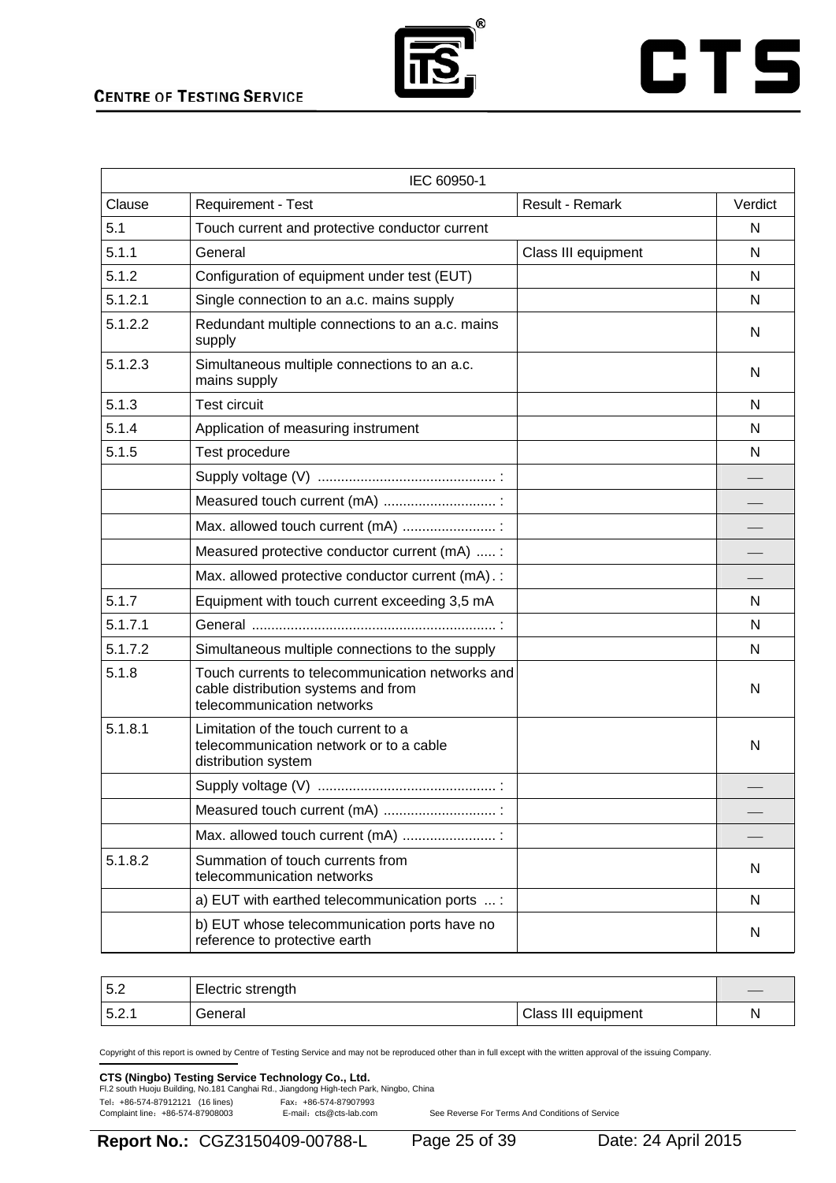| IEC 60950-1 | | | |
|---|---|---|---|
| Clause | Requirement - Test | Result - Remark | Verdict |
| 5.1 | Touch current and protective conductor current | | N |
| 5.1.1 | General | Class III equipment | N |
| 5.1.2 | Configuration of equipment under test (EUT) | | N |
| 5.1.2.1 | Single connection to an a.c. mains supply | | N |
| 5.1.2.2 | Redundant multiple connections to an a.c. mains supply | | N |
| 5.1.2.3 | Simultaneous multiple connections to an a.c. mains supply | | N |
| 5.1.3 | Test circuit | | N |
| 5.1.4 | Application of measuring instrument | | N |
| 5.1.5 | Test procedure | | N |
| | Supply voltage (V) ............................................. : | | — |
| | Measured touch current (mA) ............................ : | | — |
| | Max. allowed touch current (mA) ....................... : | | — |
| | Measured protective conductor current (mA) ..... : | | — |
| | Max. allowed protective conductor current (mA) . : | | — |
| 5.1.7 | Equipment with touch current exceeding 3,5 mA | | N |
| 5.1.7.1 | General .............................................................. : | | N |
| 5.1.7.2 | Simultaneous multiple connections to the supply | | N |
| 5.1.8 | Touch currents to telecommunication networks and cable distribution systems and from telecommunication networks | | N |
| 5.1.8.1 | Limitation of the touch current to a telecommunication network or to a cable distribution system | | N |
| | Supply voltage (V) ............................................. : | | — |
| | Measured touch current (mA) ............................ : | | — |
| | Max. allowed touch current (mA) ....................... : | | — |
| 5.1.8.2 | Summation of touch currents from telecommunication networks | | N |
| | a) EUT with earthed telecommunication ports ... : | | N |
| | b) EUT whose telecommunication ports have no reference to protective earth | | N |

| 5.2 | Electric strength | | — |
|---|---|---|---|
| 5.2.1 | General | Class III equipment | N |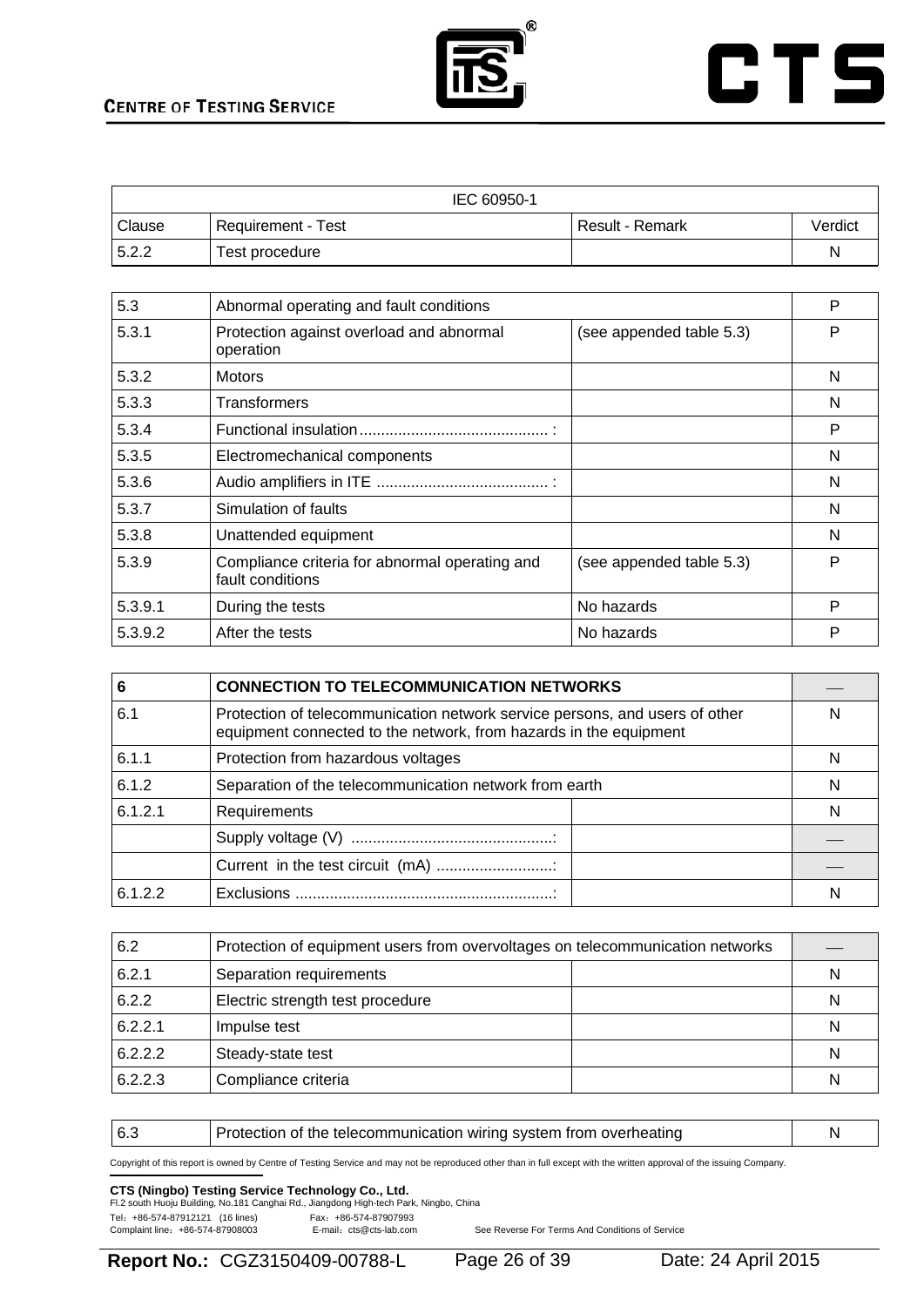| IEC 60950-1 | | | |
|---|---|---|---|
| Clause | Requirement - Test | Result - Remark | Verdict |
| 5.2.2 | Test procedure | | N |

| 5.3 | Abnormal operating and fault conditions | | P |
|---|---|---|---|
| 5.3.1 | Protection against overload and abnormal operation | (see appended table 5.3) | P |
| 5.3.2 | Motors | | N |
| 5.3.3 | Transformers | | N |
| 5.3.4 | Functional insulation............................................ : | | P |
| 5.3.5 | Electromechanical components | | N |
| 5.3.6 | Audio amplifiers in ITE ........................................ : | | N |
| 5.3.7 | Simulation of faults | | N |
| 5.3.8 | Unattended equipment | | N |
| 5.3.9 | Compliance criteria for abnormal operating and fault conditions | (see appended table 5.3) | P |
| 5.3.9.1 | During the tests | No hazards | P |
| 5.3.9.2 | After the tests | No hazards | P |

| **6** | **CONNECTION TO TELECOMMUNICATION NETWORKS** | | — |
|---|---|---|---|
| 6.1 | Protection of telecommunication network service persons, and users of other equipment connected to the network, from hazards in the equipment | | N |
| 6.1.1 | Protection from hazardous voltages | | N |
| 6.1.2 | Separation of the telecommunication network from earth | | N |
| 6.1.2.1 | Requirements | | N |
| | Supply voltage (V) ...............................................: | | — |
| | Current in the test circuit (mA) ...........................: | | — |
| 6.1.2.2 | Exclusions ............................................................: | | N |

| 6.2 | Protection of equipment users from overvoltages on telecommunication networks | | — |
|---|---|---|---|
| 6.2.1 | Separation requirements | | N |
| 6.2.2 | Electric strength test procedure | | N |
| 6.2.2.1 | Impulse test | | N |
| 6.2.2.2 | Steady-state test | | N |
| 6.2.2.3 | Compliance criteria | | N |

| 6.3 | Protection of the telecommunication wiring system from overheating | | N |
|---|---|---|---|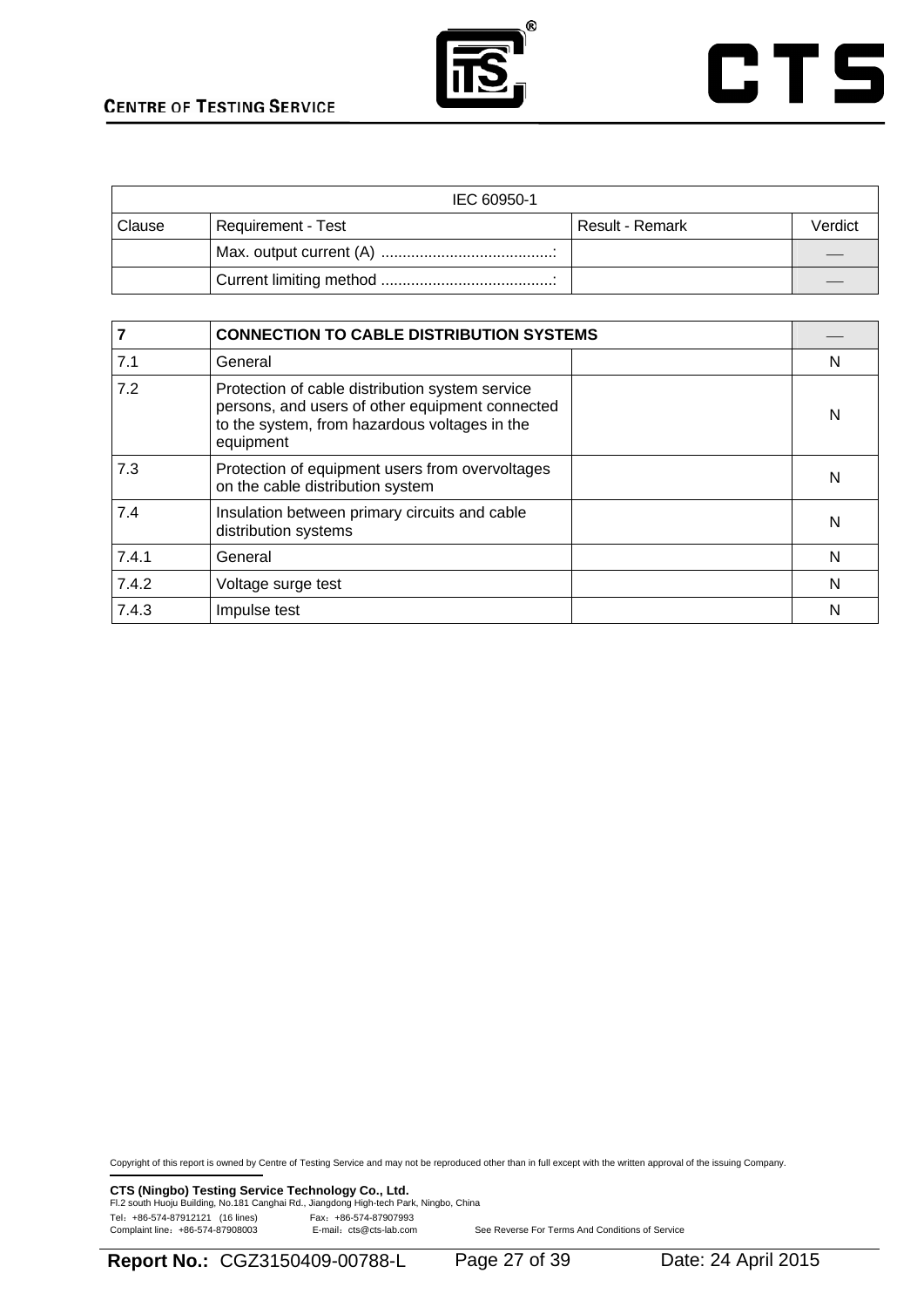| IEC 60950-1 | | | |
|---|---|---|---|
| Clause | Requirement - Test | Result - Remark | Verdict |
| | Max. output current (A) ........................................: | | — |
| | Current limiting method ........................................: | | — |

| 7 | **CONNECTION TO CABLE DISTRIBUTION SYSTEMS** | | — |
|---|---|---|---|
| 7.1 | General | | N |
| 7.2 | Protection of cable distribution system service persons, and users of other equipment connected to the system, from hazardous voltages in the equipment | | N |
| 7.3 | Protection of equipment users from overvoltages on the cable distribution system | | N |
| 7.4 | Insulation between primary circuits and cable distribution systems | | N |
| 7.4.1 | General | | N |
| 7.4.2 | Voltage surge test | | N |
| 7.4.3 | Impulse test | | N |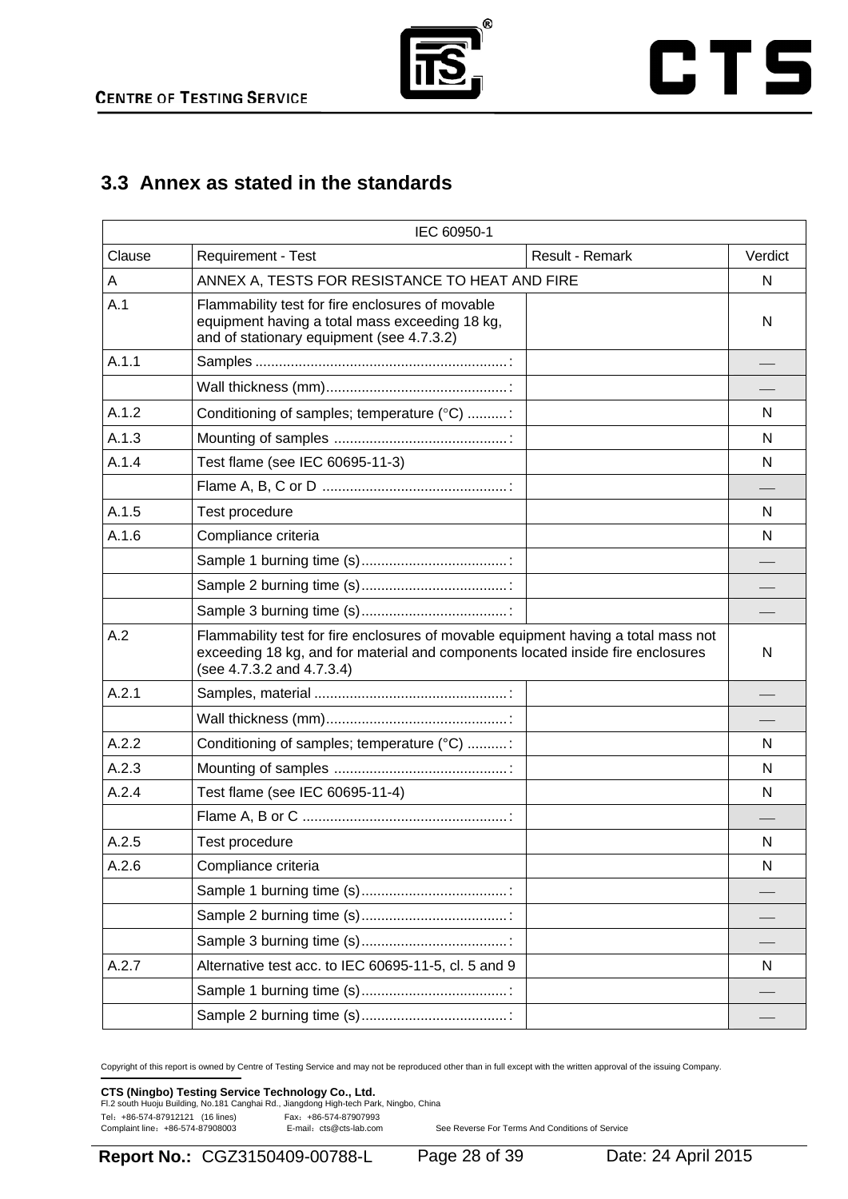## 3.3 Annex as stated in the standards

| IEC 60950-1 | | | |
|---|---|---|---|
| Clause | Requirement - Test | Result - Remark | Verdict |
| A | ANNEX A, TESTS FOR RESISTANCE TO HEAT AND FIRE | | N |
| A.1 | Flammability test for fire enclosures of movable equipment having a total mass exceeding 18 kg, and of stationary equipment (see 4.7.3.2) | | N |
| A.1.1 | Samples ...............................................................: | | — |
| | Wall thickness (mm)..............................................: | | — |
| A.1.2 | Conditioning of samples; temperature (°C) ..........: | | N |
| A.1.3 | Mounting of samples ............................................: | | N |
| A.1.4 | Test flame (see IEC 60695-11-3) | | N |
| | Flame A, B, C or D ...............................................: | | — |
| A.1.5 | Test procedure | | N |
| A.1.6 | Compliance criteria | | N |
| | Sample 1 burning time (s).....................................: | | — |
| | Sample 2 burning time (s).....................................: | | — |
| | Sample 3 burning time (s).....................................: | | — |
| A.2 | Flammability test for fire enclosures of movable equipment having a total mass not exceeding 18 kg, and for material and components located inside fire enclosures (see 4.7.3.2 and 4.7.3.4) | | N |
| A.2.1 | Samples, material .................................................: | | — |
| | Wall thickness (mm)..............................................: | | — |
| A.2.2 | Conditioning of samples; temperature (°C) ..........: | | N |
| A.2.3 | Mounting of samples ............................................: | | N |
| A.2.4 | Test flame (see IEC 60695-11-4) | | N |
| | Flame A, B or C ....................................................: | | — |
| A.2.5 | Test procedure | | N |
| A.2.6 | Compliance criteria | | N |
| | Sample 1 burning time (s).....................................: | | — |
| | Sample 2 burning time (s).....................................: | | — |
| | Sample 3 burning time (s).....................................: | | — |
| A.2.7 | Alternative test acc. to IEC 60695-11-5, cl. 5 and 9 | | N |
| | Sample 1 burning time (s).....................................: | | — |
| | Sample 2 burning time (s).....................................: | | — |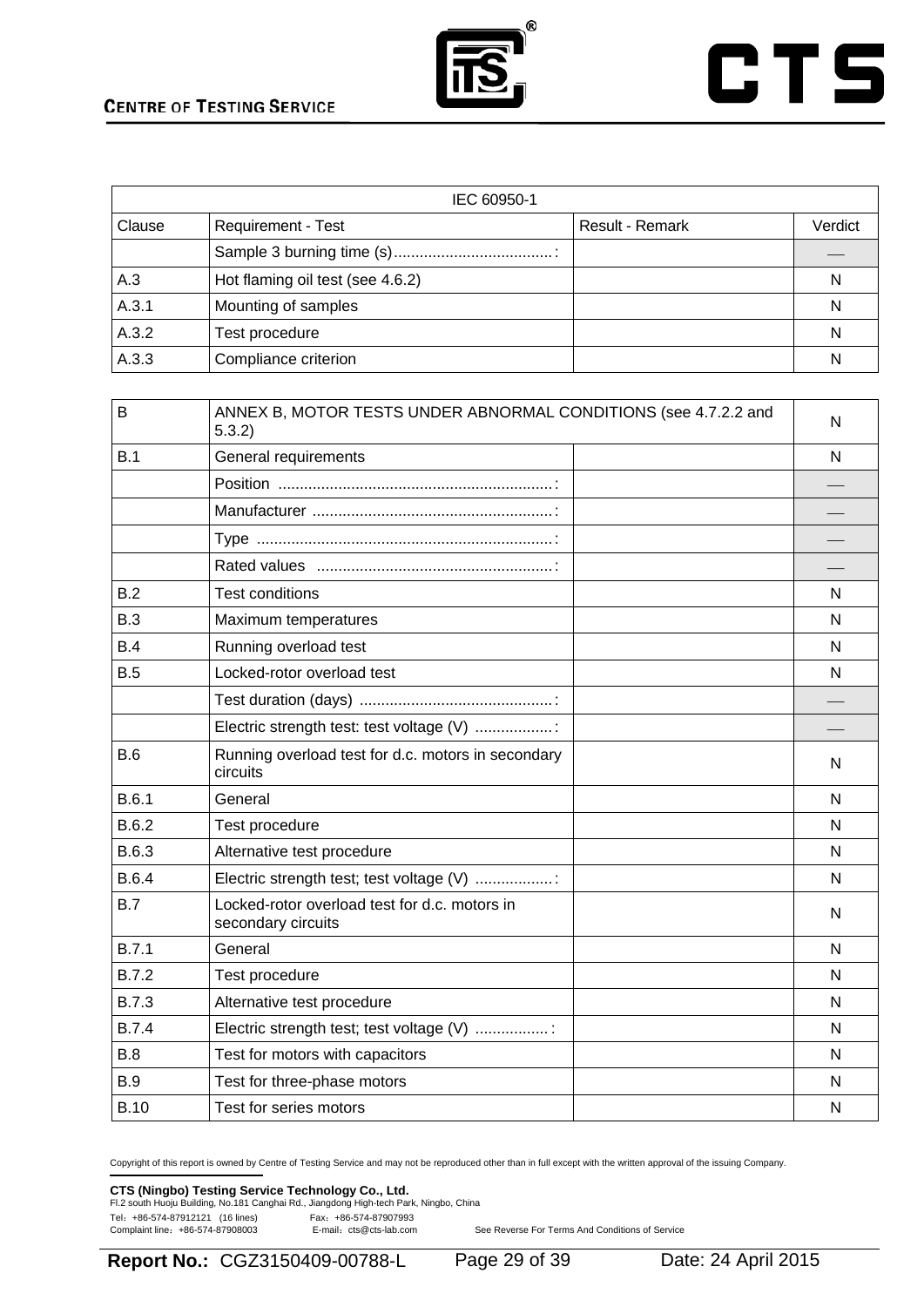| IEC 60950-1 | | | |
|---|---|---|---|
| Clause | Requirement - Test | Result - Remark | Verdict |
| | Sample 3 burning time (s).....................................: | | — |
| A.3 | Hot flaming oil test (see 4.6.2) | | N |
| A.3.1 | Mounting of samples | | N |
| A.3.2 | Test procedure | | N |
| A.3.3 | Compliance criterion | | N |

| B | ANNEX B, MOTOR TESTS UNDER ABNORMAL CONDITIONS (see 4.7.2.2 and 5.3.2) | | N |
|---|---|---|---|
| B.1 | General requirements | | N |
| | Position ................................................................: | | — |
| | Manufacturer ........................................................: | | — |
| | Type .....................................................................: | | — |
| | Rated values .......................................................: | | — |
| B.2 | Test conditions | | N |
| B.3 | Maximum temperatures | | N |
| B.4 | Running overload test | | N |
| B.5 | Locked-rotor overload test | | N |
| | Test duration (days) .............................................: | | — |
| | Electric strength test: test voltage (V) ..................: | | — |
| B.6 | Running overload test for d.c. motors in secondary circuits | | N |
| B.6.1 | General | | N |
| B.6.2 | Test procedure | | N |
| B.6.3 | Alternative test procedure | | N |
| B.6.4 | Electric strength test; test voltage (V) ..................: | | N |
| B.7 | Locked-rotor overload test for d.c. motors in secondary circuits | | N |
| B.7.1 | General | | N |
| B.7.2 | Test procedure | | N |
| B.7.3 | Alternative test procedure | | N |
| B.7.4 | Electric strength test; test voltage (V) .................: | | N |
| B.8 | Test for motors with capacitors | | N |
| B.9 | Test for three-phase motors | | N |
| B.10 | Test for series motors | | N |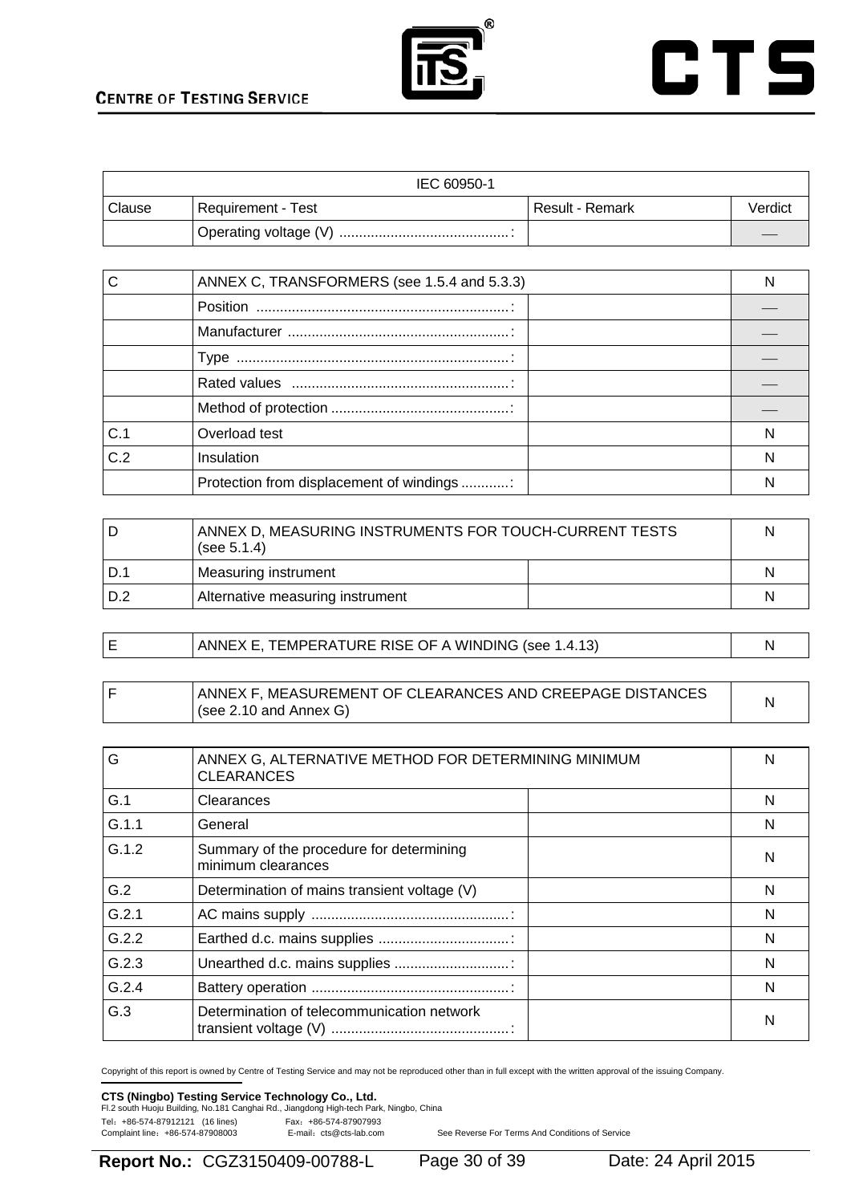| IEC 60950-1 | | | |
|---|---|---|---|
| Clause | Requirement - Test | Result - Remark | Verdict |
| | Operating voltage (V) ...........................................: | | — |

| C | ANNEX C, TRANSFORMERS (see 1.5.4 and 5.3.3) | | N |
|---|---|---|---|
| | Position ...............................................................: | | — |
| | Manufacturer ........................................................: | | — |
| | Type ....................................................................: | | — |
| | Rated values .......................................................: | | — |
| | Method of protection .............................................: | | — |
| C.1 | Overload test | | N |
| C.2 | Insulation | | N |
| | Protection from displacement of windings ............: | | N |

| D | ANNEX D, MEASURING INSTRUMENTS FOR TOUCH-CURRENT TESTS (see 5.1.4) | | N |
|---|---|---|---|
| D.1 | Measuring instrument | | N |
| D.2 | Alternative measuring instrument | | N |

| E | ANNEX E, TEMPERATURE RISE OF A WINDING (see 1.4.13) | N |
|---|---|---|

| F | ANNEX F, MEASUREMENT OF CLEARANCES AND CREEPAGE DISTANCES (see 2.10 and Annex G) | N |
|---|---|---|

| G | ANNEX G, ALTERNATIVE METHOD FOR DETERMINING MINIMUM CLEARANCES | | N |
|---|---|---|---|
| G.1 | Clearances | | N |
| G.1.1 | General | | N |
| G.1.2 | Summary of the procedure for determining minimum clearances | | N |
| G.2 | Determination of mains transient voltage (V) | | N |
| G.2.1 | AC mains supply ..................................................: | | N |
| G.2.2 | Earthed d.c. mains supplies .................................: | | N |
| G.2.3 | Unearthed d.c. mains supplies .............................: | | N |
| G.2.4 | Battery operation ..................................................: | | N |
| G.3 | Determination of telecommunication network transient voltage (V) .............................................: | | N |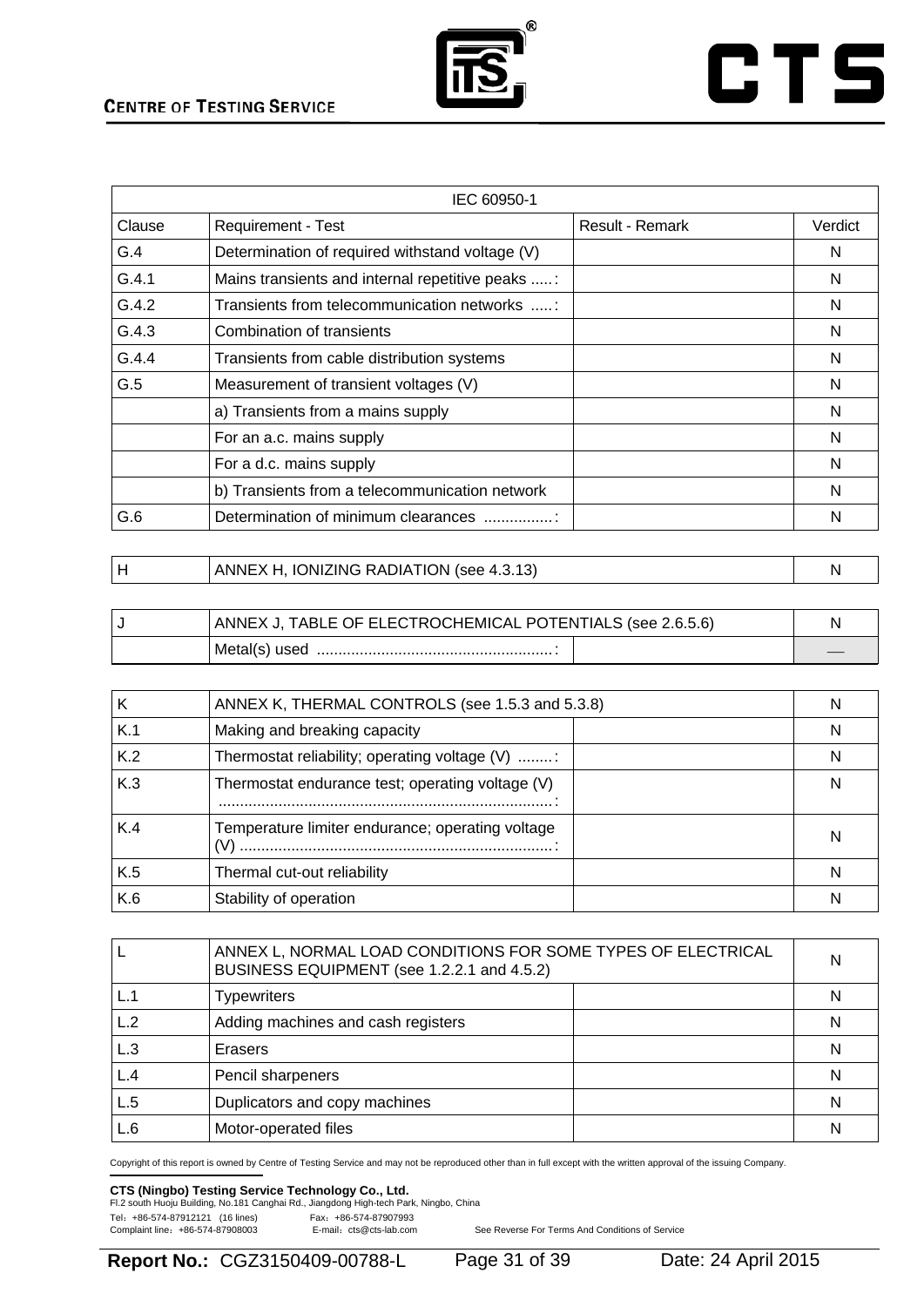| IEC 60950-1 | | | |
|---|---|---|---|
| Clause | Requirement - Test | Result - Remark | Verdict |
| G.4 | Determination of required withstand voltage (V) | | N |
| G.4.1 | Mains transients and internal repetitive peaks .....: | | N |
| G.4.2 | Transients from telecommunication networks .....: | | N |
| G.4.3 | Combination of transients | | N |
| G.4.4 | Transients from cable distribution systems | | N |
| G.5 | Measurement of transient voltages (V) | | N |
| | a) Transients from a mains supply | | N |
| | For an a.c. mains supply | | N |
| | For a d.c. mains supply | | N |
| | b) Transients from a telecommunication network | | N |
| G.6 | Determination of minimum clearances ................: | | N |

| H | ANNEX H, IONIZING RADIATION (see 4.3.13) | | N |
|---|---|---|---|

| J | ANNEX J, TABLE OF ELECTROCHEMICAL POTENTIALS (see 2.6.5.6) | | N |
|---|---|---|---|
| | Metal(s) used .......................................................: | | — |

| K | ANNEX K, THERMAL CONTROLS (see 1.5.3 and 5.3.8) | | N |
|---|---|---|---|
| K.1 | Making and breaking capacity | | N |
| K.2 | Thermostat reliability; operating voltage (V) ........: | | N |
| K.3 | Thermostat endurance test; operating voltage (V) ..............................................................................: | | N |
| K.4 | Temperature limiter endurance; operating voltage (V) .........................................................................: | | N |
| K.5 | Thermal cut-out reliability | | N |
| K.6 | Stability of operation | | N |

| L | ANNEX L, NORMAL LOAD CONDITIONS FOR SOME TYPES OF ELECTRICAL BUSINESS EQUIPMENT (see 1.2.2.1 and 4.5.2) | | N |
|---|---|---|---|
| L.1 | Typewriters | | N |
| L.2 | Adding machines and cash registers | | N |
| L.3 | Erasers | | N |
| L.4 | Pencil sharpeners | | N |
| L.5 | Duplicators and copy machines | | N |
| L.6 | Motor-operated files | | N |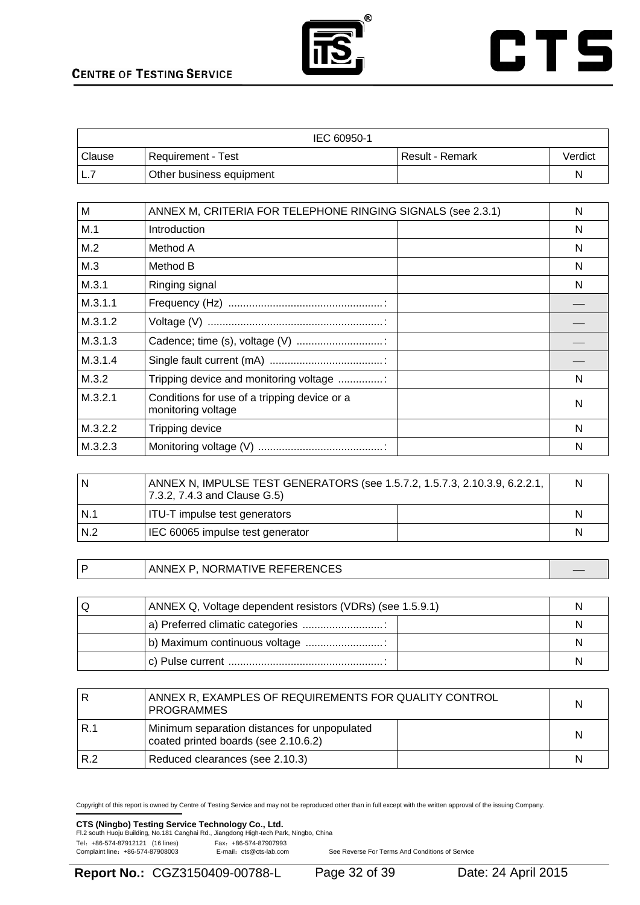| IEC 60950-1 | | | |
|---|---|---|---|
| Clause | Requirement - Test | Result - Remark | Verdict |
| L.7 | Other business equipment | | N |

| M | ANNEX M, CRITERIA FOR TELEPHONE RINGING SIGNALS (see 2.3.1) | | N |
|---|---|---|---|
| M.1 | Introduction | | N |
| M.2 | Method A | | N |
| M.3 | Method B | | N |
| M.3.1 | Ringing signal | | N |
| M.3.1.1 | Frequency (Hz) ....................................................: | | — |
| M.3.1.2 | Voltage (V) ...........................................................: | | — |
| M.3.1.3 | Cadence; time (s), voltage (V) .............................: | | — |
| M.3.1.4 | Single fault current (mA) ......................................: | | — |
| M.3.2 | Tripping device and monitoring voltage ...............: | | N |
| M.3.2.1 | Conditions for use of a tripping device or a monitoring voltage | | N |
| M.3.2.2 | Tripping device | | N |
| M.3.2.3 | Monitoring voltage (V) ..........................................: | | N |

| N | ANNEX N, IMPULSE TEST GENERATORS (see 1.5.7.2, 1.5.7.3, 2.10.3.9, 6.2.2.1, 7.3.2, 7.4.3 and Clause G.5) | | N |
|---|---|---|---|
| N.1 | ITU-T impulse test generators | | N |
| N.2 | IEC 60065 impulse test generator | | N |

| P | ANNEX P, NORMATIVE REFERENCES | | — |
|---|---|---|---|

| Q | ANNEX Q, Voltage dependent resistors (VDRs) (see 1.5.9.1) | | N |
|---|---|---|---|
| | a) Preferred climatic categories ...........................: | | N |
| | b) Maximum continuous voltage ..........................: | | N |
| | c) Pulse current ....................................................: | | N |

| R | ANNEX R, EXAMPLES OF REQUIREMENTS FOR QUALITY CONTROL PROGRAMMES | | N |
|---|---|---|---|
| R.1 | Minimum separation distances for unpopulated coated printed boards (see 2.10.6.2) | | N |
| R.2 | Reduced clearances (see 2.10.3) | | N |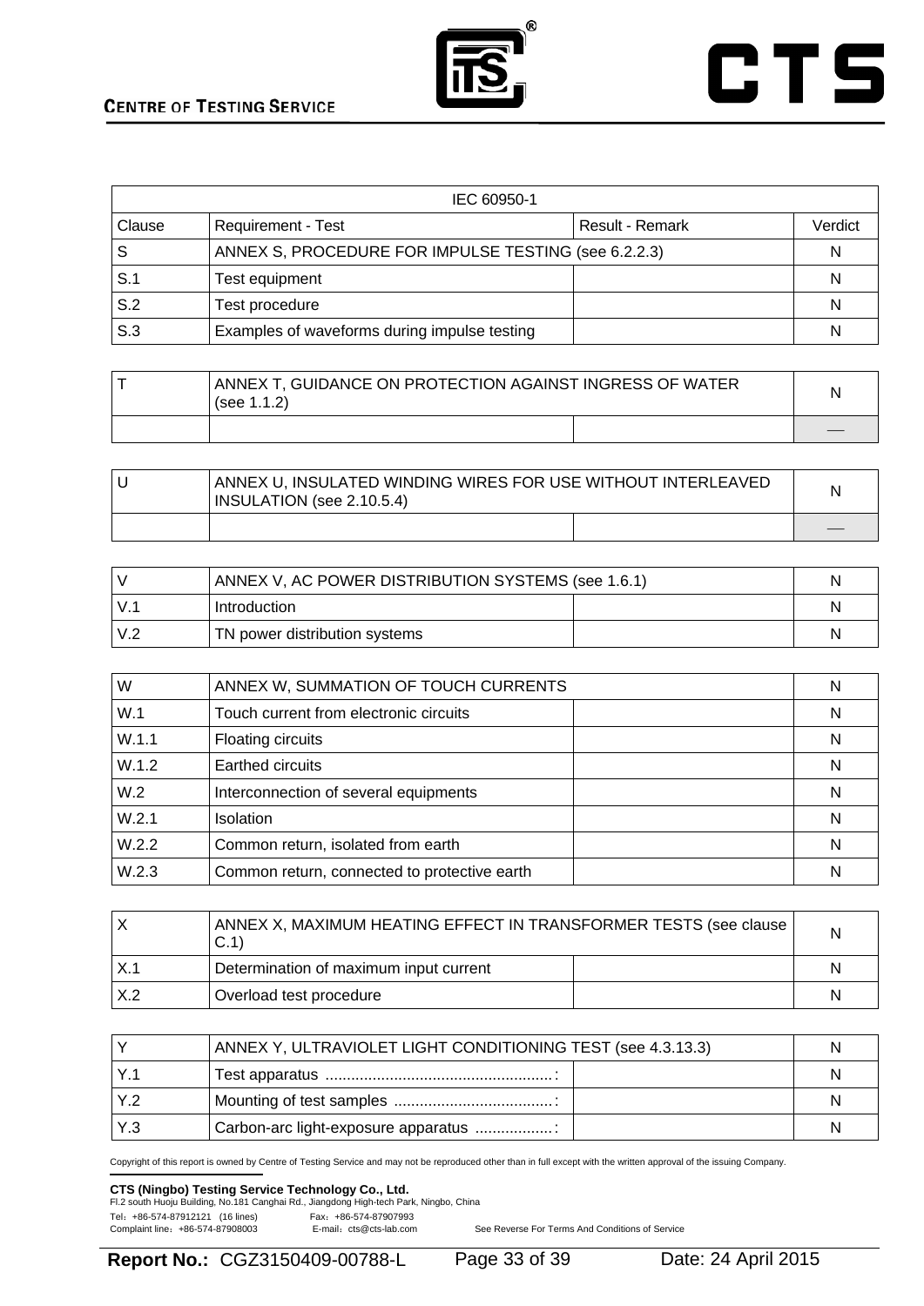| IEC 60950-1 | | | |
|---|---|---|---|
| Clause | Requirement - Test | Result - Remark | Verdict |
| S | ANNEX S, PROCEDURE FOR IMPULSE TESTING (see 6.2.2.3) | | N |
| S.1 | Test equipment | | N |
| S.2 | Test procedure | | N |
| S.3 | Examples of waveforms during impulse testing | | N |

| T | ANNEX T, GUIDANCE ON PROTECTION AGAINST INGRESS OF WATER (see 1.1.2) | | N |
|---|---|---|---|
| | | | — |

| U | ANNEX U, INSULATED WINDING WIRES FOR USE WITHOUT INTERLEAVED INSULATION (see 2.10.5.4) | | N |
|---|---|---|---|
| | | | — |

| V | ANNEX V, AC POWER DISTRIBUTION SYSTEMS (see 1.6.1) | | N |
|---|---|---|---|
| V.1 | Introduction | | N |
| V.2 | TN power distribution systems | | N |

| W | ANNEX W, SUMMATION OF TOUCH CURRENTS | | N |
|---|---|---|---|
| W.1 | Touch current from electronic circuits | | N |
| W.1.1 | Floating circuits | | N |
| W.1.2 | Earthed circuits | | N |
| W.2 | Interconnection of several equipments | | N |
| W.2.1 | Isolation | | N |
| W.2.2 | Common return, isolated from earth | | N |
| W.2.3 | Common return, connected to protective earth | | N |

| X | ANNEX X, MAXIMUM HEATING EFFECT IN TRANSFORMER TESTS (see clause C.1) | | N |
|---|---|---|---|
| X.1 | Determination of maximum input current | | N |
| X.2 | Overload test procedure | | N |

| Y | ANNEX Y, ULTRAVIOLET LIGHT CONDITIONING TEST (see 4.3.13.3) | | N |
|---|---|---|---|
| Y.1 | Test apparatus ....................................................: | | N |
| Y.2 | Mounting of test samples .....................................: | | N |
| Y.3 | Carbon-arc light-exposure apparatus ..................: | | N |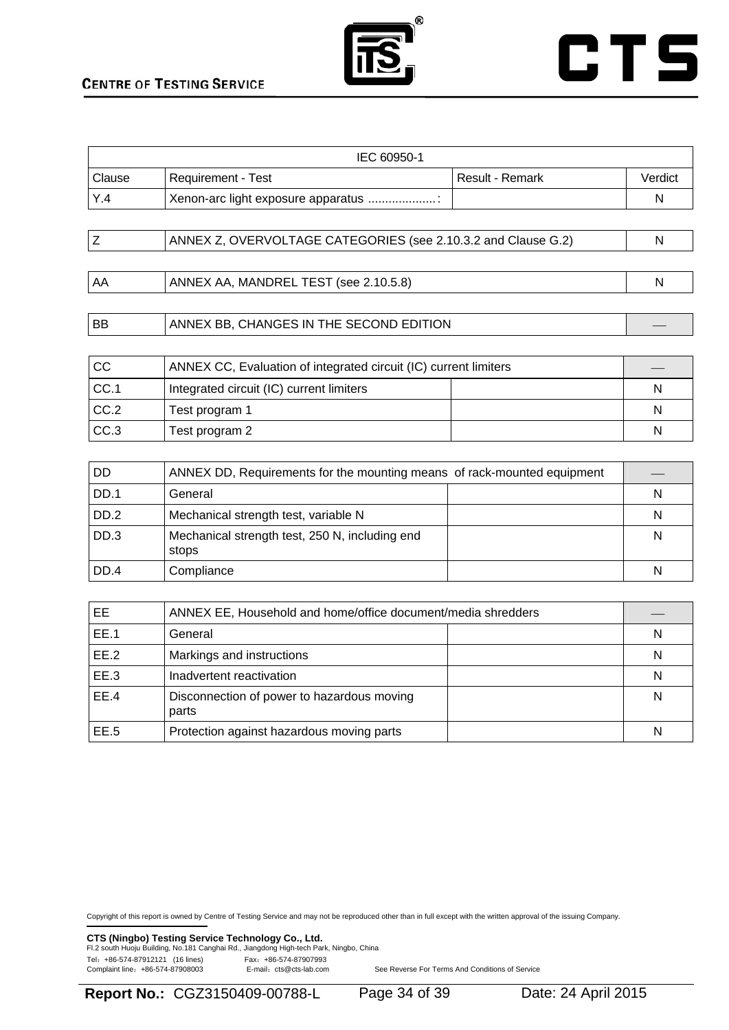| IEC 60950-1 | | | |
|---|---|---|---|
| Clause | Requirement - Test | Result - Remark | Verdict |
| Y.4 | Xenon-arc light exposure apparatus ....................: | | N |

| Z | ANNEX Z, OVERVOLTAGE CATEGORIES (see 2.10.3.2 and Clause G.2) | | N |
|---|---|---|---|

| AA | ANNEX AA, MANDREL TEST (see 2.10.5.8) | | N |
|---|---|---|---|

| BB | ANNEX BB, CHANGES IN THE SECOND EDITION | | — |
|---|---|---|---|

| CC | ANNEX CC, Evaluation of integrated circuit (IC) current limiters | | — |
|---|---|---|---|
| CC.1 | Integrated circuit (IC) current limiters | | N |
| CC.2 | Test program 1 | | N |
| CC.3 | Test program 2 | | N |

| DD | ANNEX DD, Requirements for the mounting means of rack-mounted equipment | | — |
|---|---|---|---|
| DD.1 | General | | N |
| DD.2 | Mechanical strength test, variable N | | N |
| DD.3 | Mechanical strength test, 250 N, including end stops | | N |
| DD.4 | Compliance | | N |

| EE | ANNEX EE, Household and home/office document/media shredders | | — |
|---|---|---|---|
| EE.1 | General | | N |
| EE.2 | Markings and instructions | | N |
| EE.3 | Inadvertent reactivation | | N |
| EE.4 | Disconnection of power to hazardous moving parts | | N |
| EE.5 | Protection against hazardous moving parts | | N |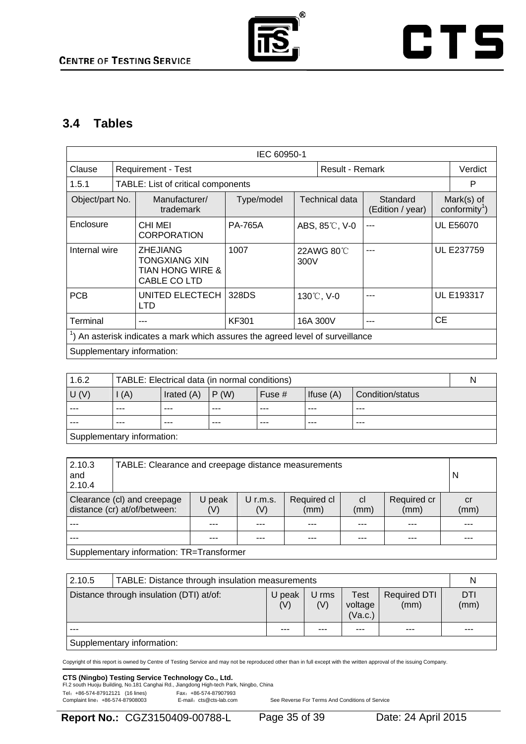## 3.4 Tables

| IEC 60950-1 | | | | | |
|---|---|---|---|---|---|
| Clause | Requirement - Test | | | Result - Remark | Verdict |
| 1.5.1 | TABLE: List of critical components | | | | P |
| Object/part No. | Manufacturer/ trademark | Type/model | Technical data | Standard (Edition / year) | Mark(s) of conformity[1]) |
| Enclosure | CHI MEI CORPORATION | PA-765A | ABS, 85℃, V-0 | --- | UL E56070 |
| Internal wire | ZHEJIANG TONGXIANG XIN TIAN HONG WIRE & CABLE CO LTD | 1007 | 22AWG 80℃ 300V | --- | UL E237759 |
| PCB | UNITED ELECTECH LTD | 328DS | 130℃, V-0 | --- | UL E193317 |
| Terminal | --- | KF301 | 16A 300V | --- | CE |
| [1]) An asterisk indicates a mark which assures the agreed level of surveillance | | | | | |
| Supplementary information: | | | | | |

| 1.6.2 | TABLE: Electrical data (in normal conditions) | | | | | N |
|---|---|---|---|---|---|---|
| U (V) | I (A) | Irated (A) | P (W) | Fuse # | Ifuse (A) | Condition/status |
| --- | --- | --- | --- | --- | --- | --- |
| --- | --- | --- | --- | --- | --- | --- |
| Supplementary information: | | | | | | |

| 2.10.3 and 2.10.4 | TABLE: Clearance and creepage distance measurements | | | | | N |
|---|---|---|---|---|---|---|
| Clearance (cl) and creepage distance (cr) at/of/between: | U peak (V) | U r.m.s. (V) | Required cl (mm) | cl (mm) | Required cr (mm) | cr (mm) |
| --- | --- | --- | --- | --- | --- | --- |
| --- | --- | --- | --- | --- | --- | --- |
| Supplementary information: TR=Transformer | | | | | | |

| 2.10.5 | TABLE: Distance through insulation measurements | | | | N |
|---|---|---|---|---|---|
| Distance through insulation (DTI) at/of: | U peak (V) | U rms (V) | Test voltage (Va.c.) | Required DTI (mm) | DTI (mm) |
| --- | --- | --- | --- | --- | --- |
| Supplementary information: | | | | | |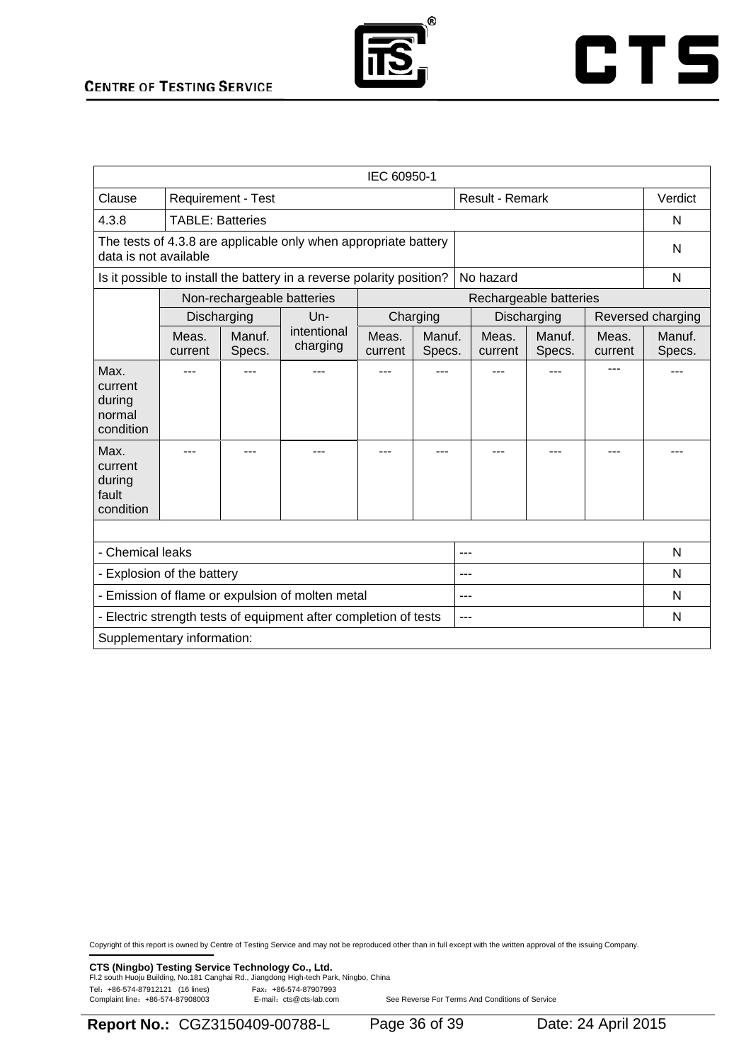| IEC 60950-1 | | | | | | | | | | |
|---|---|---|---|---|---|---|---|---|---|---|
| Clause | Requirement - Test | | | | | Result - Remark | | | | Verdict |
| 4.3.8 | TABLE: Batteries | | | | | | | | | N |
| The tests of 4.3.8 are applicable only when appropriate battery data is not available | | | | | | | | | | N |
| Is it possible to install the battery in a reverse polarity position? | | | | | | No hazard | | | | N |
| | Non-rechargeable batteries | | | Rechargeable batteries | | | | | | |
| | Discharging | | Un-intentional charging | Charging | | Discharging | | Reversed charging | | |
| | Meas. current | Manuf. Specs. | | Meas. current | Manuf. Specs. | Meas. current | Manuf. Specs. | Meas. current | Manuf. Specs. | |
| Max. current during normal condition | --- | --- | --- | --- | --- | --- | --- | --- | --- | |
| Max. current during fault condition | --- | --- | --- | --- | --- | --- | --- | --- | --- | |
| | | | | | | | | | | |
| - Chemical leaks | | | | | | --- | | | | N |
| - Explosion of the battery | | | | | | --- | | | | N |
| - Emission of flame or expulsion of molten metal | | | | | | --- | | | | N |
| - Electric strength tests of equipment after completion of tests | | | | | | --- | | | | N |
| Supplementary information: | | | | | | | | | | |

Copyright of this report is owned by Centre of Testing Service and may not be reproduced other than in full except with the written approval of the issuing Company.

**CTS (Ningbo) Testing Service Technology Co., Ltd.**
Fl.2 south Huoju Building, No.181 Canghai Rd., Jiangdong High-tech Park, Ningbo, China
Tel：+86-574-87912121 (16 lines) Fax：+86-574-87907993
Complaint line：+86-574-87908003 E-mail：cts@cts-lab.com See Reverse For Terms And Conditions of Service

**Report No.:** CGZ3150409-00788-L Date: 24 April 2015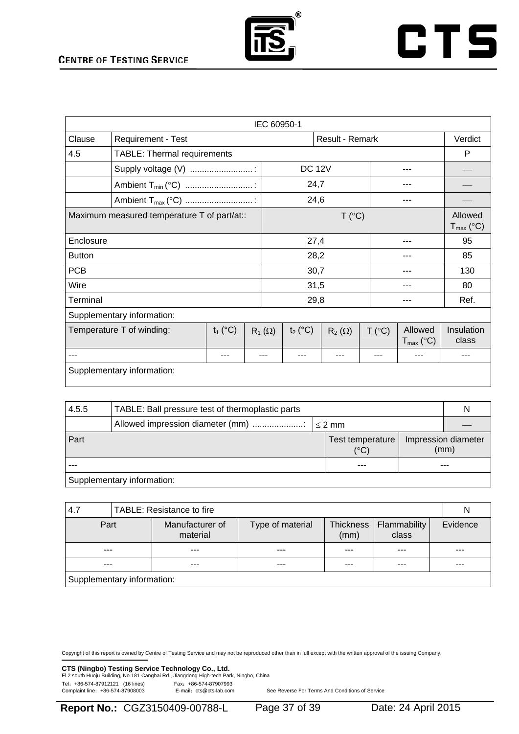| IEC 60950-1 | | | | | | | | |
|---|---|---|---|---|---|---|---|---|
| Clause | Requirement - Test | | | Result - Remark | | | | Verdict |
| 4.5 | TABLE: Thermal requirements | | | | | | | P |
| | Supply voltage (V) .........................: | | | DC 12V | | --- | | — |
| | Ambient $T_{min}$ (°C) ...........................: | | | 24,7 | | --- | | — |
| | Ambient $T_{max}$ (°C) ...........................: | | | 24,6 | | --- | | — |
| Maximum measured temperature T of part/at:: | | | | T (°C) | | | | Allowed $T_{max}$ (°C) |
| Enclosure | | | | 27,4 | | --- | | 95 |
| Button | | | | 28,2 | | --- | | 85 |
| PCB | | | | 30,7 | | --- | | 130 |
| Wire | | | | 31,5 | | --- | | 80 |
| Terminal | | | | 29,8 | | --- | | Ref. |
| Supplementary information: | | | | | | | | |

| Temperature T of winding: | $t_1$ (°C) | $R_1$ (Ω) | $t_2$ (°C) | $R_2$ (Ω) | T (°C) | Allowed $T_{max}$ (°C) | Insulation class |
|---|---|---|---|---|---|---|---|
| --- | --- | --- | --- | --- | --- | --- | --- |
| Supplementary information: | | | | | | | |

| 4.5.5 | TABLE: Ball pressure test of thermoplastic parts | | | N |
|---|---|---|---|---|
| | Allowed impression diameter (mm) .....................: | ≤ 2 mm | | — |
| Part | | Test temperature (°C) | Impression diameter (mm) | |
| --- | | --- | --- | |
| Supplementary information: | | | | |

| 4.7 | TABLE: Resistance to fire | | | | N |
|---|---|---|---|---|---|
| Part | Manufacturer of material | Type of material | Thickness (mm) | Flammability class | Evidence |
| --- | --- | --- | --- | --- | --- |
| --- | --- | --- | --- | --- | --- |
| Supplementary information: | | | | | |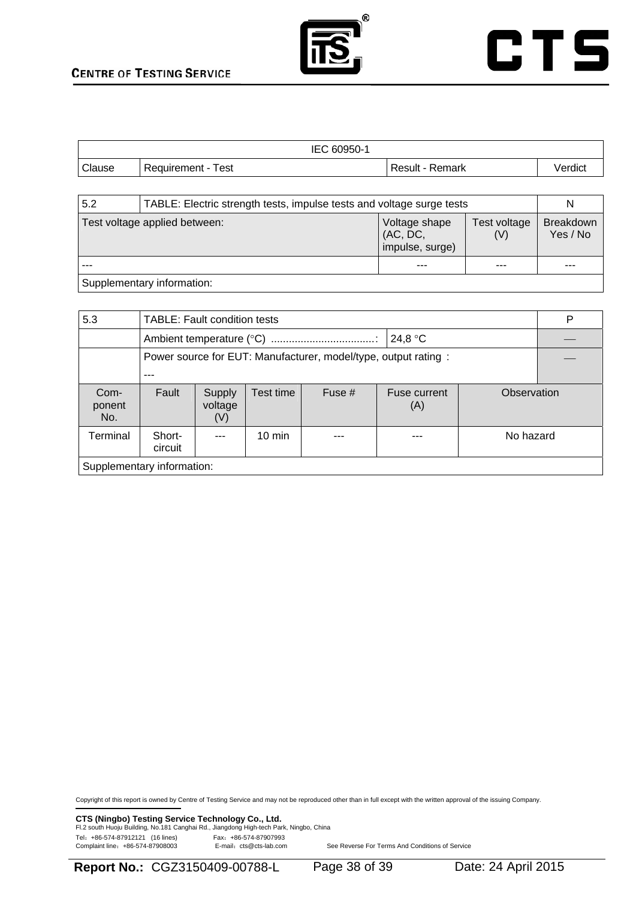| IEC 60950-1 | | | |
|---|---|---|---|
| Clause | Requirement - Test | Result - Remark | Verdict |

| 5.2 | TABLE: Electric strength tests, impulse tests and voltage surge tests | | | N |
|---|---|---|---|---|
| Test voltage applied between: | | Voltage shape (AC, DC, impulse, surge) | Test voltage (V) | Breakdown Yes / No |
| --- | | --- | --- | --- |
| Supplementary information: | | | | |

| 5.3 | TABLE: Fault condition tests | | | | | | P |
|---|---|---|---|---|---|---|---|
| | Ambient temperature (°C) ...................................: | | | | 24,8 °C | | — |
| | Power source for EUT: Manufacturer, model/type, output rating : --- | | | | | | — |
| Com-ponent No. | Fault | Supply voltage (V) | Test time | Fuse # | Fuse current (A) | Observation | |
| Terminal | Short-circuit | --- | 10 min | --- | --- | No hazard | |
| Supplementary information: | | | | | | | |

Copyright of this report is owned by Centre of Testing Service and may not be reproduced other than in full except with the written approval of the issuing Company.

**CTS (Ningbo) Testing Service Technology Co., Ltd.**
Fl.2 south Huoju Building, No.181 Canghai Rd., Jiangdong High-tech Park, Ningbo, China
Tel：+86-574-87912121 (16 lines) Fax：+86-574-87907993
Complaint line：+86-574-87908003 E-mail：cts@cts-lab.com See Reverse For Terms And Conditions of Service

**Report No.:** CGZ3150409-00788-L Date: 24 April 2015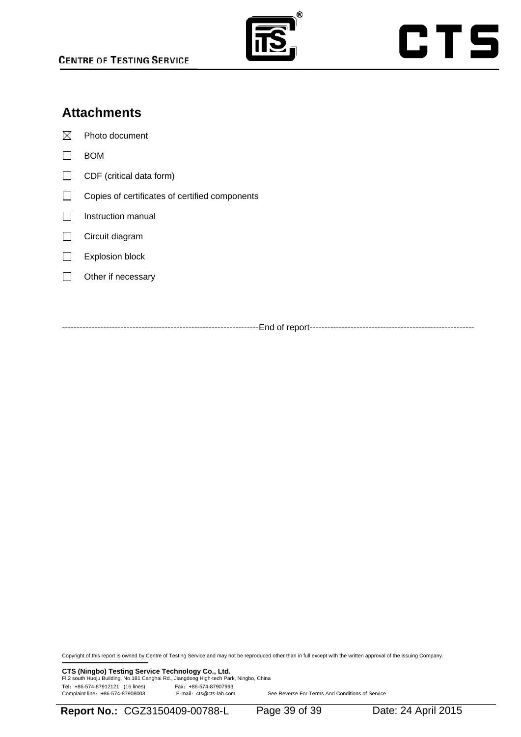## Attachments

- ☒ Photo document
- ☐ BOM
- ☐ CDF (critical data form)
- ☐ Copies of certificates of certified components
- ☐ Instruction manual
- ☐ Circuit diagram
- ☐ Explosion block
- ☐ Other if necessary

------------------------------------------------------------------End of report-------------------------------------------------------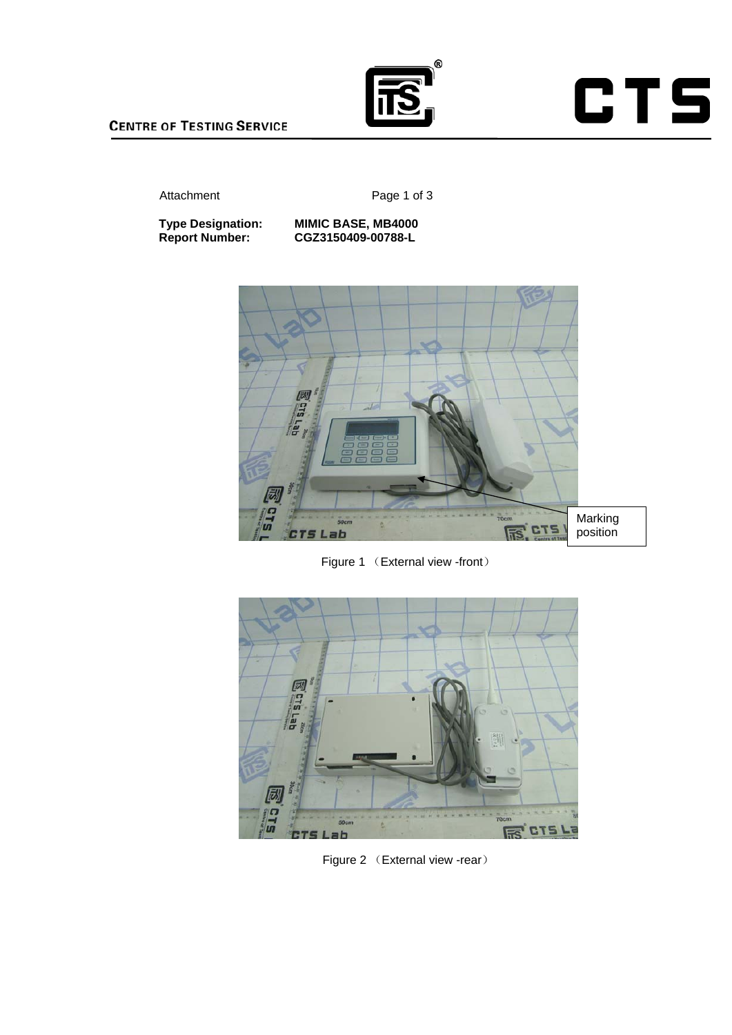Attachment

**Type Designation:** **MIMIC BASE, MB4000**
**Report Number:** **CGZ3150409-00788-L**

Marking position

Figure 1 （External view -front）

Figure 2 （External view -rear）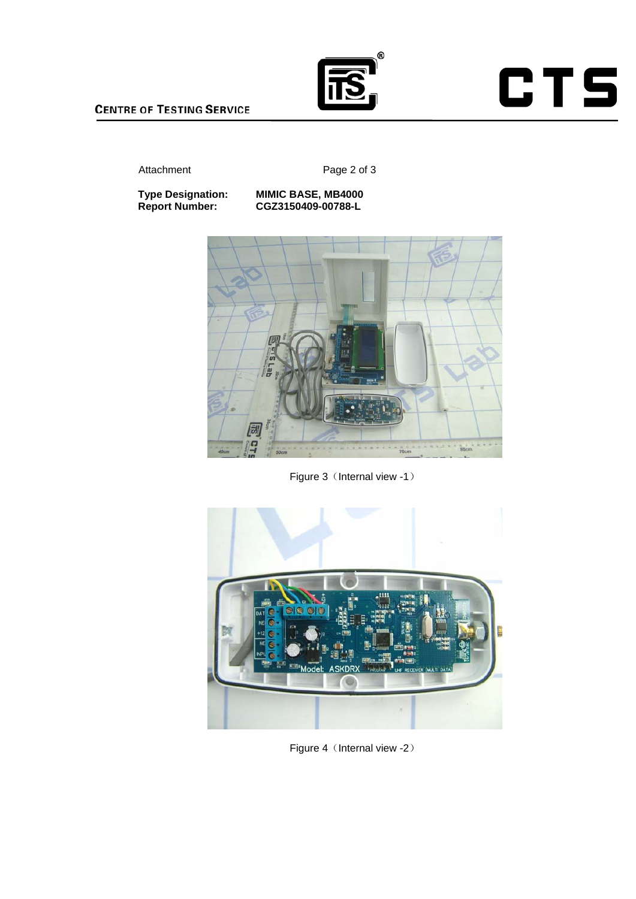Attachment

**Type Designation:** **MIMIC BASE, MB4000**
**Report Number:** **CGZ3150409-00788-L**

Figure 3（Internal view -1）

Figure 4（Internal view -2）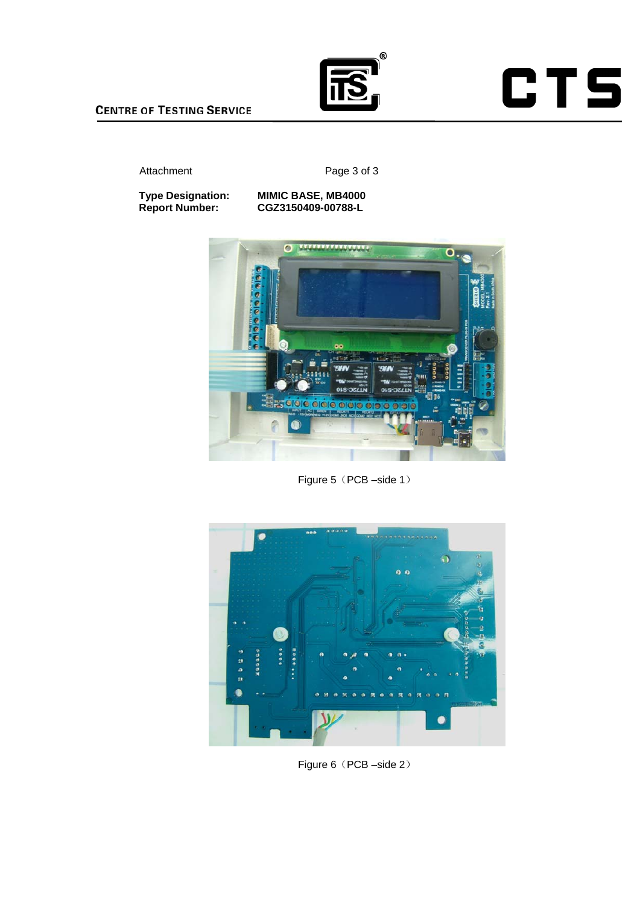Attachment

**Type Designation:** **MIMIC BASE, MB4000**
**Report Number:** **CGZ3150409-00788-L**

Figure 5（PCB –side 1）

Figure 6（PCB –side 2）